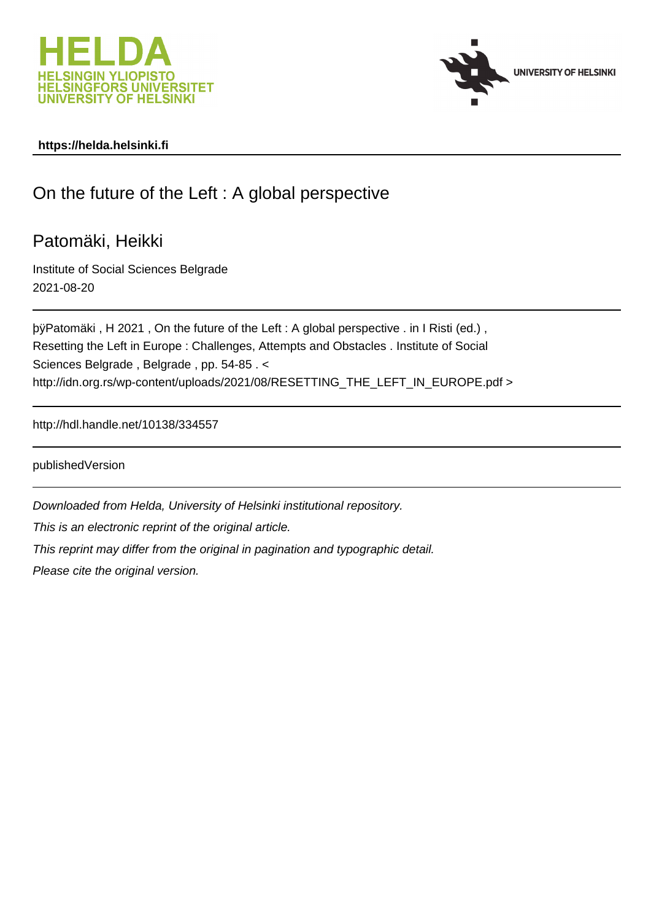HELDA
HELSINGIN YLIOPISTO
HELSINGFORS UNIVERSITET
UNIVERSITY OF HELSINKI

UNIVERSITY OF HELSINKI

**https://helda.helsinki.fi**

# On the future of the Left : A global perspective

## Patomäki, Heikki

Institute of Social Sciences Belgrade
2021-08-20

---

þÿPatomäki , H 2021 , On the future of the Left : A global perspective . in I Risti (ed.) , Resetting the Left in Europe : Challenges, Attempts and Obstacles . Institute of Social Sciences Belgrade , Belgrade , pp. 54-85 . < http://idn.org.rs/wp-content/uploads/2021/08/RESETTING_THE_LEFT_IN_EUROPE.pdf >

---

http://hdl.handle.net/10138/334557

---

publishedVersion

---

*Downloaded from Helda, University of Helsinki institutional repository.*

*This is an electronic reprint of the original article.*

*This reprint may differ from the original in pagination and typographic detail.*

*Please cite the original version.*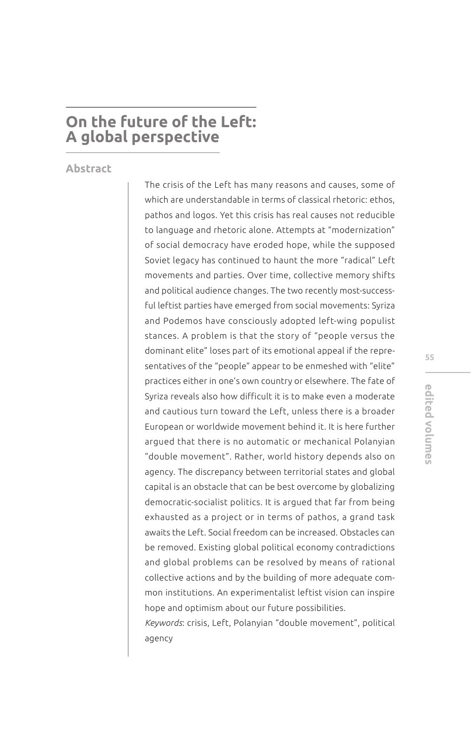# On the future of the Left: A global perspective

## Abstract

The crisis of the Left has many reasons and causes, some of which are understandable in terms of classical rhetoric: ethos, pathos and logos. Yet this crisis has real causes not reducible to language and rhetoric alone. Attempts at "modernization" of social democracy have eroded hope, while the supposed Soviet legacy has continued to haunt the more "radical" Left movements and parties. Over time, collective memory shifts and political audience changes. The two recently most-successful leftist parties have emerged from social movements: Syriza and Podemos have consciously adopted left-wing populist stances. A problem is that the story of "people versus the dominant elite" loses part of its emotional appeal if the representatives of the "people" appear to be enmeshed with "elite" practices either in one's own country or elsewhere. The fate of Syriza reveals also how difficult it is to make even a moderate and cautious turn toward the Left, unless there is a broader European or worldwide movement behind it. It is here further argued that there is no automatic or mechanical Polanyian "double movement". Rather, world history depends also on agency. The discrepancy between territorial states and global capital is an obstacle that can be best overcome by globalizing democratic-socialist politics. It is argued that far from being exhausted as a project or in terms of pathos, a grand task awaits the Left. Social freedom can be increased. Obstacles can be removed. Existing global political economy contradictions and global problems can be resolved by means of rational collective actions and by the building of more adequate common institutions. An experimentalist leftist vision can inspire hope and optimism about our future possibilities.

*Keywords*: crisis, Left, Polanyian "double movement", political agency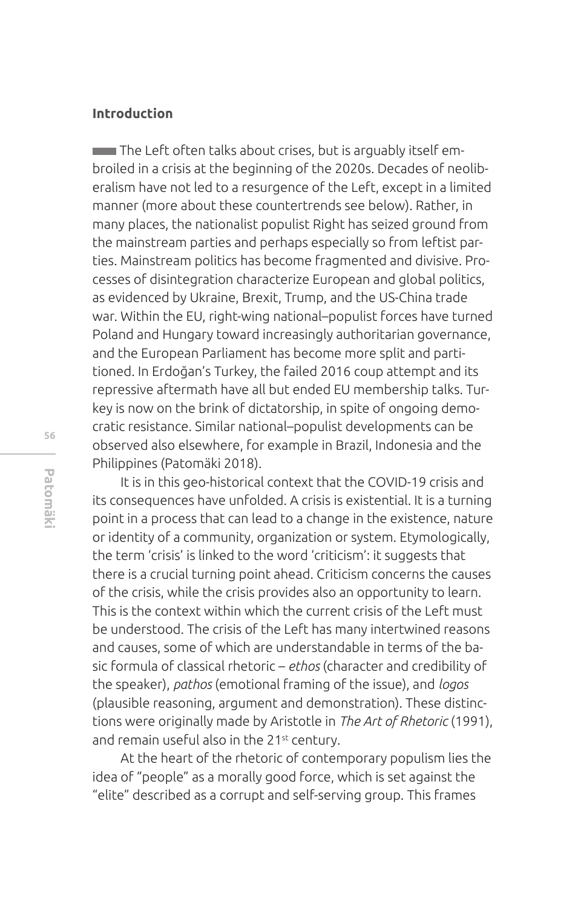## Introduction

The Left often talks about crises, but is arguably itself embroiled in a crisis at the beginning of the 2020s. Decades of neoliberalism have not led to a resurgence of the Left, except in a limited manner (more about these countertrends see below). Rather, in many places, the nationalist populist Right has seized ground from the mainstream parties and perhaps especially so from leftist parties. Mainstream politics has become fragmented and divisive. Processes of disintegration characterize European and global politics, as evidenced by Ukraine, Brexit, Trump, and the US-China trade war. Within the EU, right-wing national–populist forces have turned Poland and Hungary toward increasingly authoritarian governance, and the European Parliament has become more split and partitioned. In Erdoğan's Turkey, the failed 2016 coup attempt and its repressive aftermath have all but ended EU membership talks. Turkey is now on the brink of dictatorship, in spite of ongoing democratic resistance. Similar national–populist developments can be observed also elsewhere, for example in Brazil, Indonesia and the Philippines (Patomäki 2018).

It is in this geo-historical context that the COVID-19 crisis and its consequences have unfolded. A crisis is existential. It is a turning point in a process that can lead to a change in the existence, nature or identity of a community, organization or system. Etymologically, the term 'crisis' is linked to the word 'criticism': it suggests that there is a crucial turning point ahead. Criticism concerns the causes of the crisis, while the crisis provides also an opportunity to learn. This is the context within which the current crisis of the Left must be understood. The crisis of the Left has many intertwined reasons and causes, some of which are understandable in terms of the basic formula of classical rhetoric – *ethos* (character and credibility of the speaker), *pathos* (emotional framing of the issue), and *logos* (plausible reasoning, argument and demonstration). These distinctions were originally made by Aristotle in *The Art of Rhetoric* (1991), and remain useful also in the 21st century.

At the heart of the rhetoric of contemporary populism lies the idea of "people" as a morally good force, which is set against the "elite" described as a corrupt and self-serving group. This frames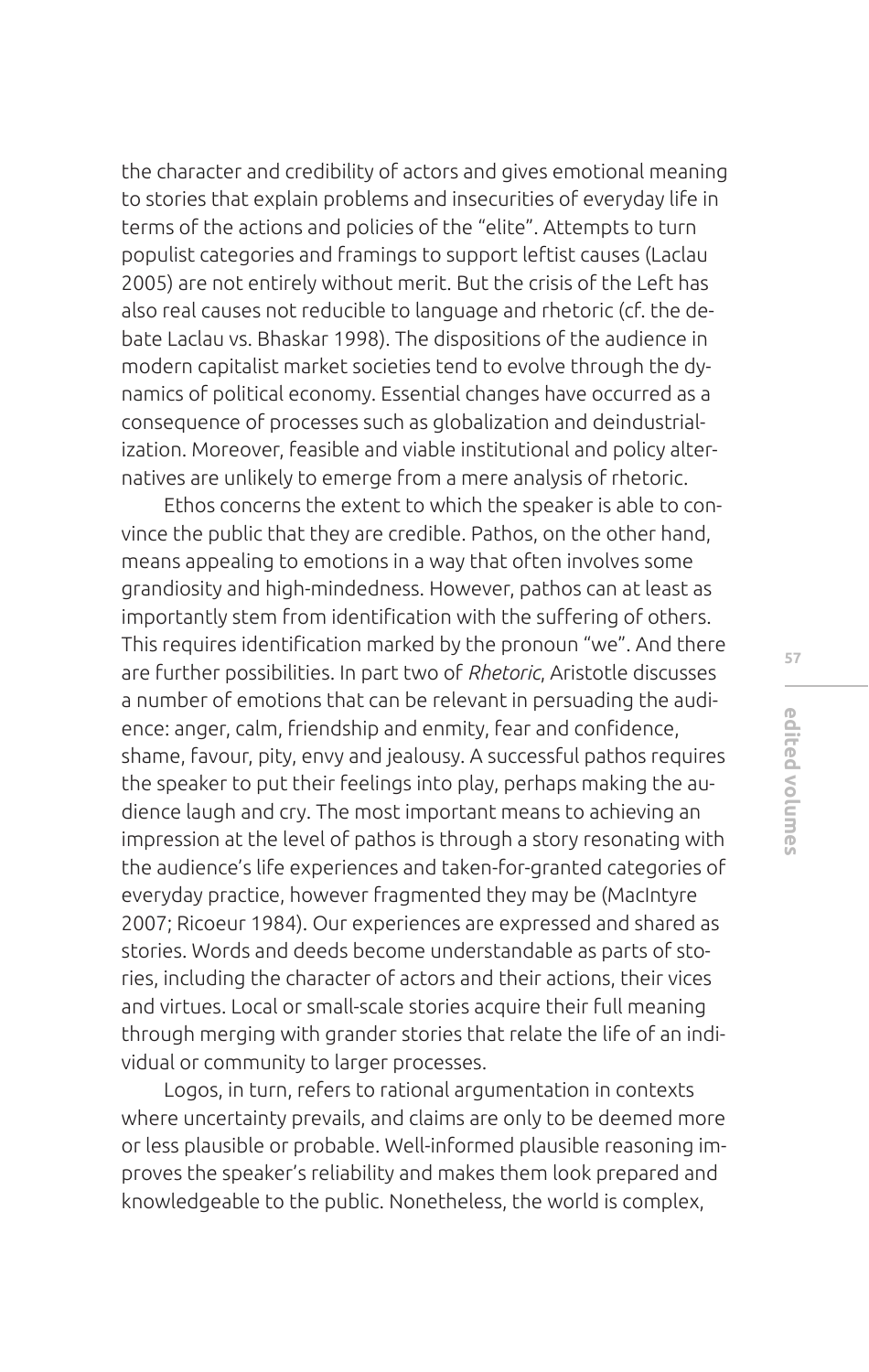the character and credibility of actors and gives emotional meaning to stories that explain problems and insecurities of everyday life in terms of the actions and policies of the "elite". Attempts to turn populist categories and framings to support leftist causes (Laclau 2005) are not entirely without merit. But the crisis of the Left has also real causes not reducible to language and rhetoric (cf. the debate Laclau vs. Bhaskar 1998). The dispositions of the audience in modern capitalist market societies tend to evolve through the dynamics of political economy. Essential changes have occurred as a consequence of processes such as globalization and deindustrialization. Moreover, feasible and viable institutional and policy alternatives are unlikely to emerge from a mere analysis of rhetoric.

Ethos concerns the extent to which the speaker is able to convince the public that they are credible. Pathos, on the other hand, means appealing to emotions in a way that often involves some grandiosity and high-mindedness. However, pathos can at least as importantly stem from identification with the suffering of others. This requires identification marked by the pronoun "we". And there are further possibilities. In part two of *Rhetoric*, Aristotle discusses a number of emotions that can be relevant in persuading the audience: anger, calm, friendship and enmity, fear and confidence, shame, favour, pity, envy and jealousy. A successful pathos requires the speaker to put their feelings into play, perhaps making the audience laugh and cry. The most important means to achieving an impression at the level of pathos is through a story resonating with the audience's life experiences and taken-for-granted categories of everyday practice, however fragmented they may be (MacIntyre 2007; Ricoeur 1984). Our experiences are expressed and shared as stories. Words and deeds become understandable as parts of stories, including the character of actors and their actions, their vices and virtues. Local or small-scale stories acquire their full meaning through merging with grander stories that relate the life of an individual or community to larger processes.

Logos, in turn, refers to rational argumentation in contexts where uncertainty prevails, and claims are only to be deemed more or less plausible or probable. Well-informed plausible reasoning improves the speaker's reliability and makes them look prepared and knowledgeable to the public. Nonetheless, the world is complex,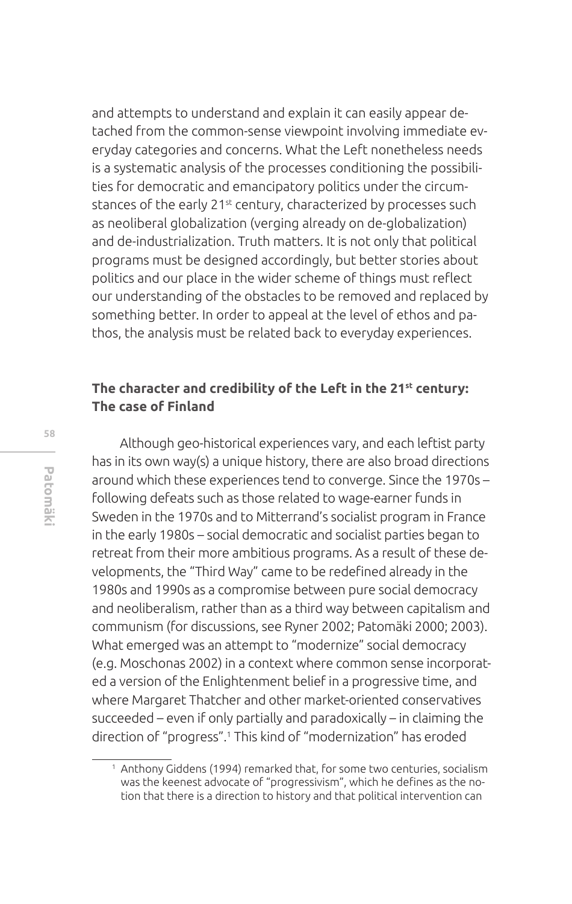and attempts to understand and explain it can easily appear detached from the common-sense viewpoint involving immediate everyday categories and concerns. What the Left nonetheless needs is a systematic analysis of the processes conditioning the possibilities for democratic and emancipatory politics under the circumstances of the early 21st century, characterized by processes such as neoliberal globalization (verging already on de-globalization) and de-industrialization. Truth matters. It is not only that political programs must be designed accordingly, but better stories about politics and our place in the wider scheme of things must reflect our understanding of the obstacles to be removed and replaced by something better. In order to appeal at the level of ethos and pathos, the analysis must be related back to everyday experiences.

## The character and credibility of the Left in the 21st century: The case of Finland

Although geo-historical experiences vary, and each leftist party has in its own way(s) a unique history, there are also broad directions around which these experiences tend to converge. Since the 1970s – following defeats such as those related to wage-earner funds in Sweden in the 1970s and to Mitterrand's socialist program in France in the early 1980s – social democratic and socialist parties began to retreat from their more ambitious programs. As a result of these developments, the "Third Way" came to be redefined already in the 1980s and 1990s as a compromise between pure social democracy and neoliberalism, rather than as a third way between capitalism and communism (for discussions, see Ryner 2002; Patomäki 2000; 2003). What emerged was an attempt to "modernize" social democracy (e.g. Moschonas 2002) in a context where common sense incorporated a version of the Enlightenment belief in a progressive time, and where Margaret Thatcher and other market-oriented conservatives succeeded – even if only partially and paradoxically – in claiming the direction of "progress".[1] This kind of "modernization" has eroded

[1] Anthony Giddens (1994) remarked that, for some two centuries, socialism was the keenest advocate of "progressivism", which he defines as the notion that there is a direction to history and that political intervention can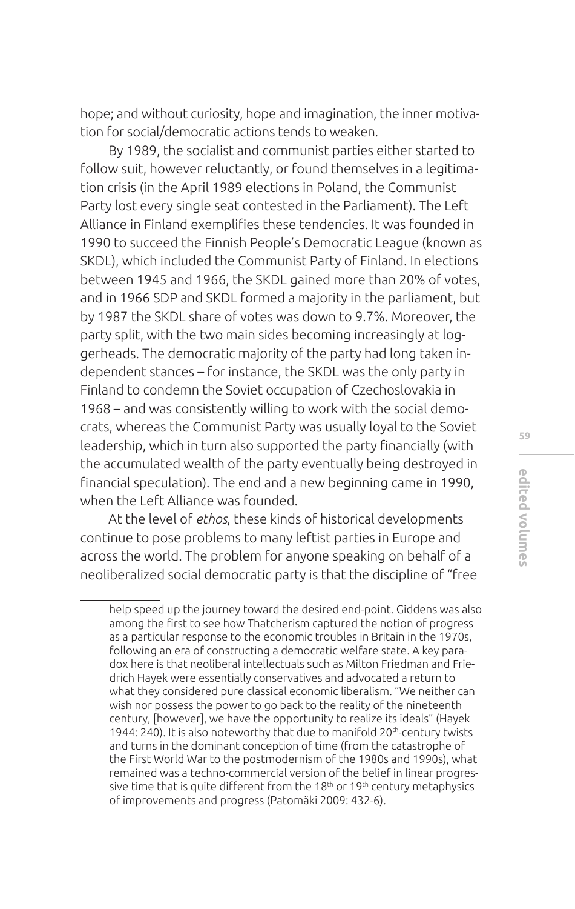hope; and without curiosity, hope and imagination, the inner motivation for social/democratic actions tends to weaken.

By 1989, the socialist and communist parties either started to follow suit, however reluctantly, or found themselves in a legitimation crisis (in the April 1989 elections in Poland, the Communist Party lost every single seat contested in the Parliament). The Left Alliance in Finland exemplifies these tendencies. It was founded in 1990 to succeed the Finnish People's Democratic League (known as SKDL), which included the Communist Party of Finland. In elections between 1945 and 1966, the SKDL gained more than 20% of votes, and in 1966 SDP and SKDL formed a majority in the parliament, but by 1987 the SKDL share of votes was down to 9.7%. Moreover, the party split, with the two main sides becoming increasingly at loggerheads. The democratic majority of the party had long taken independent stances – for instance, the SKDL was the only party in Finland to condemn the Soviet occupation of Czechoslovakia in 1968 – and was consistently willing to work with the social democrats, whereas the Communist Party was usually loyal to the Soviet leadership, which in turn also supported the party financially (with the accumulated wealth of the party eventually being destroyed in financial speculation). The end and a new beginning came in 1990, when the Left Alliance was founded.

At the level of *ethos*, these kinds of historical developments continue to pose problems to many leftist parties in Europe and across the world. The problem for anyone speaking on behalf of a neoliberalized social democratic party is that the discipline of "free

---

help speed up the journey toward the desired end-point. Giddens was also among the first to see how Thatcherism captured the notion of progress as a particular response to the economic troubles in Britain in the 1970s, following an era of constructing a democratic welfare state. A key paradox here is that neoliberal intellectuals such as Milton Friedman and Friedrich Hayek were essentially conservatives and advocated a return to what they considered pure classical economic liberalism. "We neither can wish nor possess the power to go back to the reality of the nineteenth century, [however], we have the opportunity to realize its ideals" (Hayek 1944: 240). It is also noteworthy that due to manifold 20th-century twists and turns in the dominant conception of time (from the catastrophe of the First World War to the postmodernism of the 1980s and 1990s), what remained was a techno-commercial version of the belief in linear progressive time that is quite different from the 18th or 19th century metaphysics of improvements and progress (Patomäki 2009: 432-6).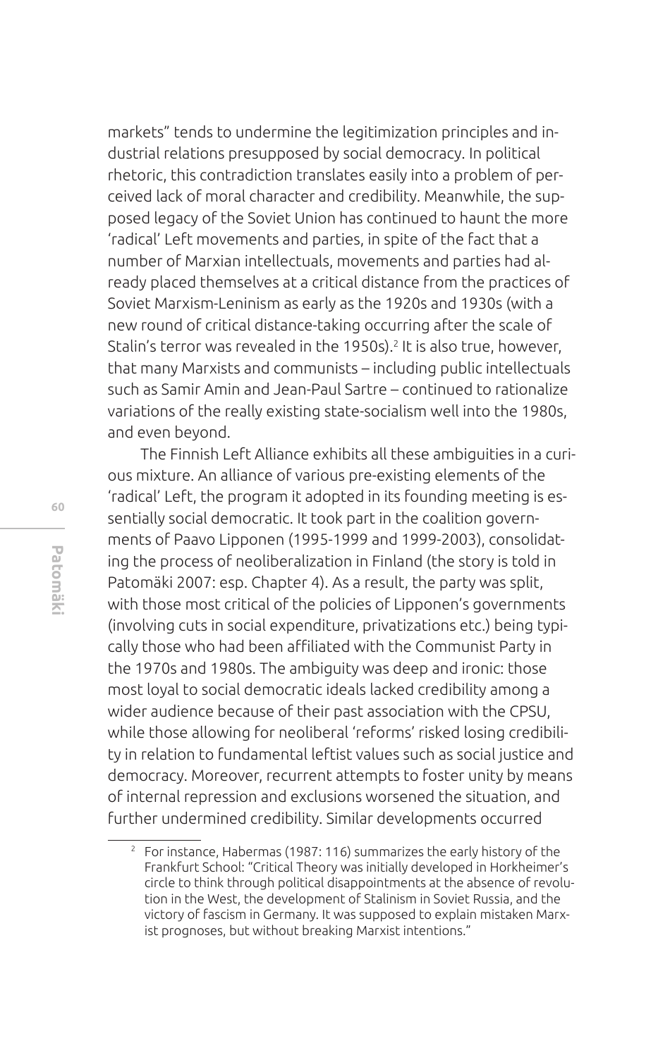markets" tends to undermine the legitimization principles and industrial relations presupposed by social democracy. In political rhetoric, this contradiction translates easily into a problem of perceived lack of moral character and credibility. Meanwhile, the supposed legacy of the Soviet Union has continued to haunt the more 'radical' Left movements and parties, in spite of the fact that a number of Marxian intellectuals, movements and parties had already placed themselves at a critical distance from the practices of Soviet Marxism-Leninism as early as the 1920s and 1930s (with a new round of critical distance-taking occurring after the scale of Stalin's terror was revealed in the 1950s).[2] It is also true, however, that many Marxists and communists – including public intellectuals such as Samir Amin and Jean-Paul Sartre – continued to rationalize variations of the really existing state-socialism well into the 1980s, and even beyond.

The Finnish Left Alliance exhibits all these ambiguities in a curious mixture. An alliance of various pre-existing elements of the 'radical' Left, the program it adopted in its founding meeting is essentially social democratic. It took part in the coalition governments of Paavo Lipponen (1995-1999 and 1999-2003), consolidating the process of neoliberalization in Finland (the story is told in Patomäki 2007: esp. Chapter 4). As a result, the party was split, with those most critical of the policies of Lipponen's governments (involving cuts in social expenditure, privatizations etc.) being typically those who had been affiliated with the Communist Party in the 1970s and 1980s. The ambiguity was deep and ironic: those most loyal to social democratic ideals lacked credibility among a wider audience because of their past association with the CPSU, while those allowing for neoliberal 'reforms' risked losing credibility in relation to fundamental leftist values such as social justice and democracy. Moreover, recurrent attempts to foster unity by means of internal repression and exclusions worsened the situation, and further undermined credibility. Similar developments occurred

---

[2] For instance, Habermas (1987: 116) summarizes the early history of the Frankfurt School: "Critical Theory was initially developed in Horkheimer's circle to think through political disappointments at the absence of revolution in the West, the development of Stalinism in Soviet Russia, and the victory of fascism in Germany. It was supposed to explain mistaken Marxist prognoses, but without breaking Marxist intentions."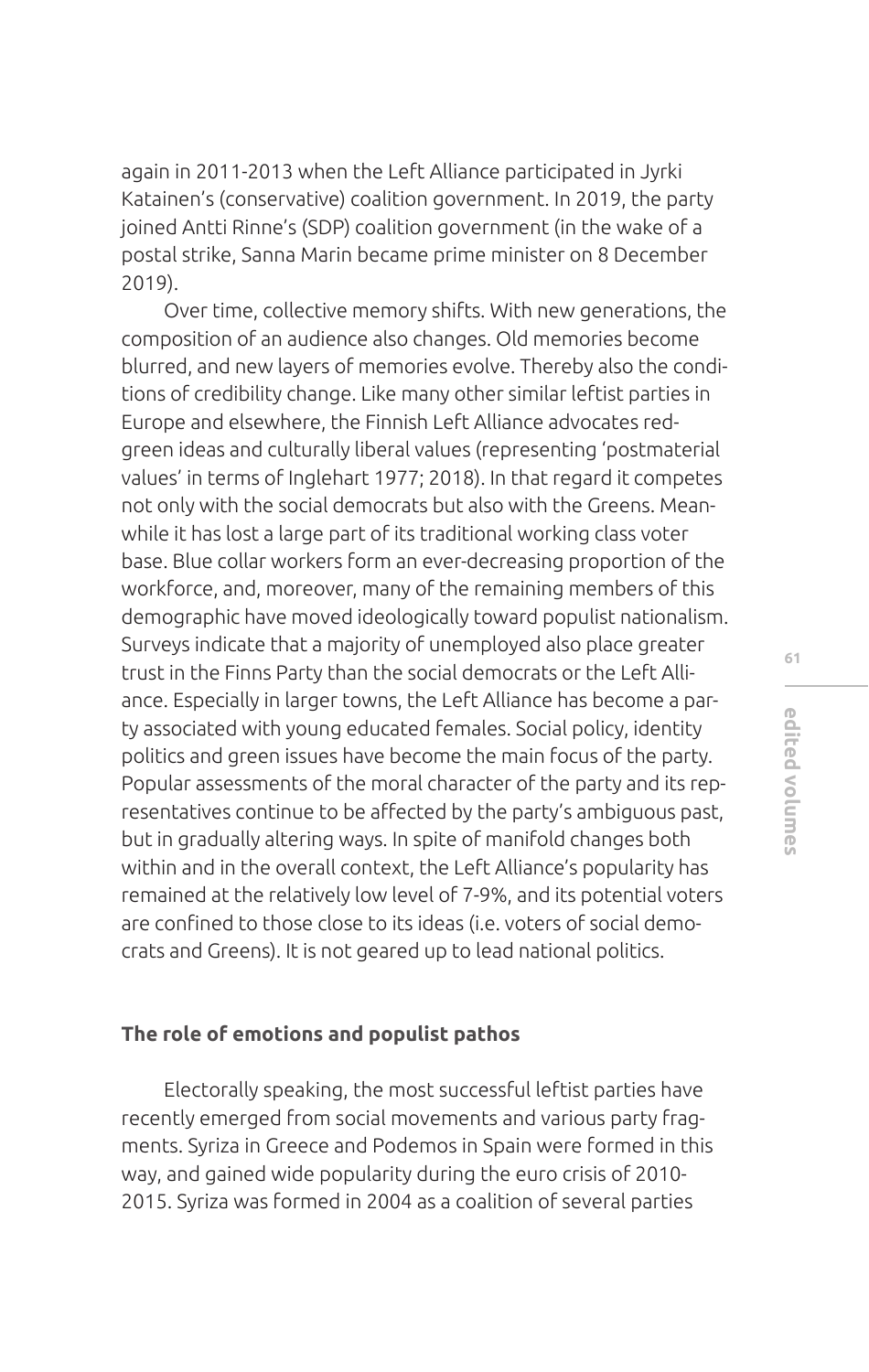again in 2011-2013 when the Left Alliance participated in Jyrki Katainen's (conservative) coalition government. In 2019, the party joined Antti Rinne's (SDP) coalition government (in the wake of a postal strike, Sanna Marin became prime minister on 8 December 2019).

Over time, collective memory shifts. With new generations, the composition of an audience also changes. Old memories become blurred, and new layers of memories evolve. Thereby also the conditions of credibility change. Like many other similar leftist parties in Europe and elsewhere, the Finnish Left Alliance advocates red-green ideas and culturally liberal values (representing 'postmaterial values' in terms of Inglehart 1977; 2018). In that regard it competes not only with the social democrats but also with the Greens. Meanwhile it has lost a large part of its traditional working class voter base. Blue collar workers form an ever-decreasing proportion of the workforce, and, moreover, many of the remaining members of this demographic have moved ideologically toward populist nationalism. Surveys indicate that a majority of unemployed also place greater trust in the Finns Party than the social democrats or the Left Alliance. Especially in larger towns, the Left Alliance has become a party associated with young educated females. Social policy, identity politics and green issues have become the main focus of the party. Popular assessments of the moral character of the party and its representatives continue to be affected by the party's ambiguous past, but in gradually altering ways. In spite of manifold changes both within and in the overall context, the Left Alliance's popularity has remained at the relatively low level of 7-9%, and its potential voters are confined to those close to its ideas (i.e. voters of social democrats and Greens). It is not geared up to lead national politics.

### The role of emotions and populist pathos

Electorally speaking, the most successful leftist parties have recently emerged from social movements and various party fragments. Syriza in Greece and Podemos in Spain were formed in this way, and gained wide popularity during the euro crisis of 2010-2015. Syriza was formed in 2004 as a coalition of several parties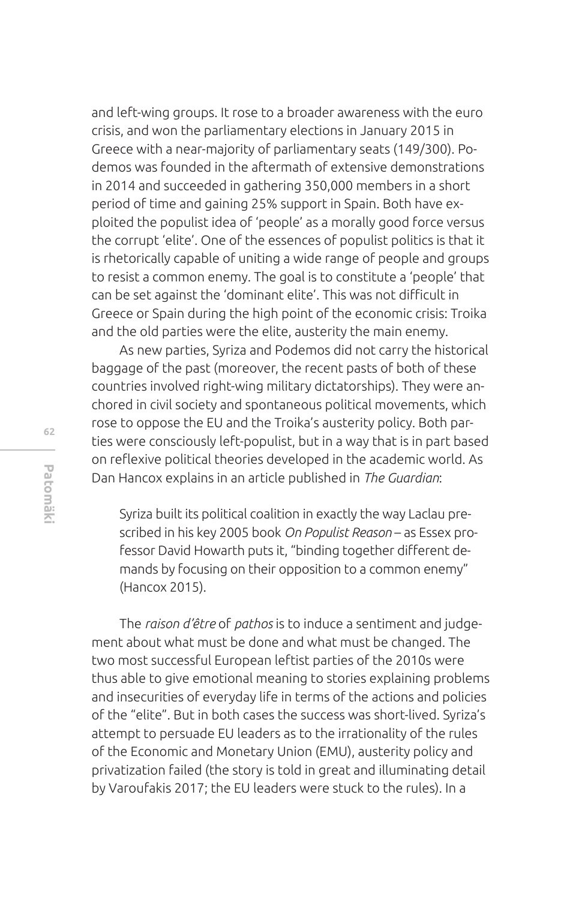and left-wing groups. It rose to a broader awareness with the euro crisis, and won the parliamentary elections in January 2015 in Greece with a near-majority of parliamentary seats (149/300). Podemos was founded in the aftermath of extensive demonstrations in 2014 and succeeded in gathering 350,000 members in a short period of time and gaining 25% support in Spain. Both have exploited the populist idea of 'people' as a morally good force versus the corrupt 'elite'. One of the essences of populist politics is that it is rhetorically capable of uniting a wide range of people and groups to resist a common enemy. The goal is to constitute a 'people' that can be set against the 'dominant elite'. This was not difficult in Greece or Spain during the high point of the economic crisis: Troika and the old parties were the elite, austerity the main enemy.

As new parties, Syriza and Podemos did not carry the historical baggage of the past (moreover, the recent pasts of both of these countries involved right-wing military dictatorships). They were anchored in civil society and spontaneous political movements, which rose to oppose the EU and the Troika's austerity policy. Both parties were consciously left-populist, but in a way that is in part based on reflexive political theories developed in the academic world. As Dan Hancox explains in an article published in *The Guardian*:

> Syriza built its political coalition in exactly the way Laclau prescribed in his key 2005 book *On Populist Reason* – as Essex professor David Howarth puts it, "binding together different demands by focusing on their opposition to a common enemy" (Hancox 2015).

The *raison d'être* of *pathos* is to induce a sentiment and judgement about what must be done and what must be changed. The two most successful European leftist parties of the 2010s were thus able to give emotional meaning to stories explaining problems and insecurities of everyday life in terms of the actions and policies of the "elite". But in both cases the success was short-lived. Syriza's attempt to persuade EU leaders as to the irrationality of the rules of the Economic and Monetary Union (EMU), austerity policy and privatization failed (the story is told in great and illuminating detail by Varoufakis 2017; the EU leaders were stuck to the rules). In a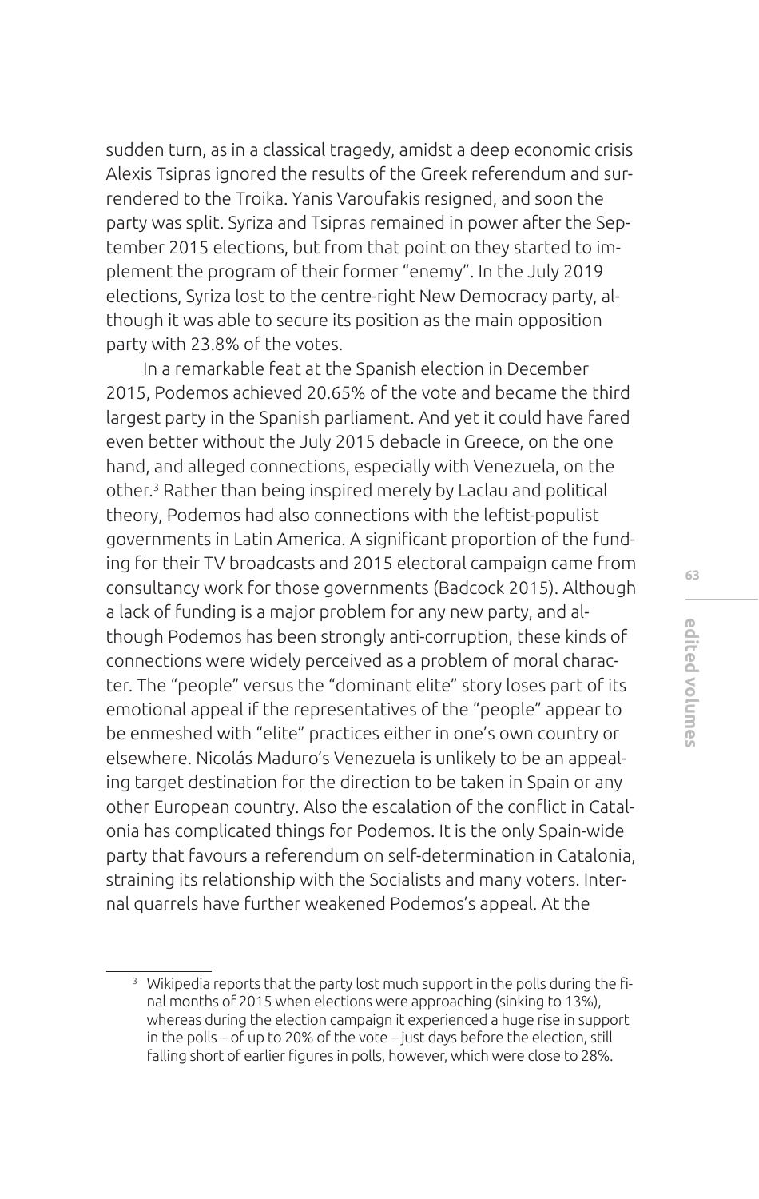sudden turn, as in a classical tragedy, amidst a deep economic crisis Alexis Tsipras ignored the results of the Greek referendum and surrendered to the Troika. Yanis Varoufakis resigned, and soon the party was split. Syriza and Tsipras remained in power after the September 2015 elections, but from that point on they started to implement the program of their former "enemy". In the July 2019 elections, Syriza lost to the centre-right New Democracy party, although it was able to secure its position as the main opposition party with 23.8% of the votes.

In a remarkable feat at the Spanish election in December 2015, Podemos achieved 20.65% of the vote and became the third largest party in the Spanish parliament. And yet it could have fared even better without the July 2015 debacle in Greece, on the one hand, and alleged connections, especially with Venezuela, on the other.[3] Rather than being inspired merely by Laclau and political theory, Podemos had also connections with the leftist-populist governments in Latin America. A significant proportion of the funding for their TV broadcasts and 2015 electoral campaign came from consultancy work for those governments (Badcock 2015). Although a lack of funding is a major problem for any new party, and although Podemos has been strongly anti-corruption, these kinds of connections were widely perceived as a problem of moral character. The "people" versus the "dominant elite" story loses part of its emotional appeal if the representatives of the "people" appear to be enmeshed with "elite" practices either in one's own country or elsewhere. Nicolás Maduro's Venezuela is unlikely to be an appealing target destination for the direction to be taken in Spain or any other European country. Also the escalation of the conflict in Catalonia has complicated things for Podemos. It is the only Spain-wide party that favours a referendum on self-determination in Catalonia, straining its relationship with the Socialists and many voters. Internal quarrels have further weakened Podemos's appeal. At the

[3] Wikipedia reports that the party lost much support in the polls during the final months of 2015 when elections were approaching (sinking to 13%), whereas during the election campaign it experienced a huge rise in support in the polls – of up to 20% of the vote – just days before the election, still falling short of earlier figures in polls, however, which were close to 28%.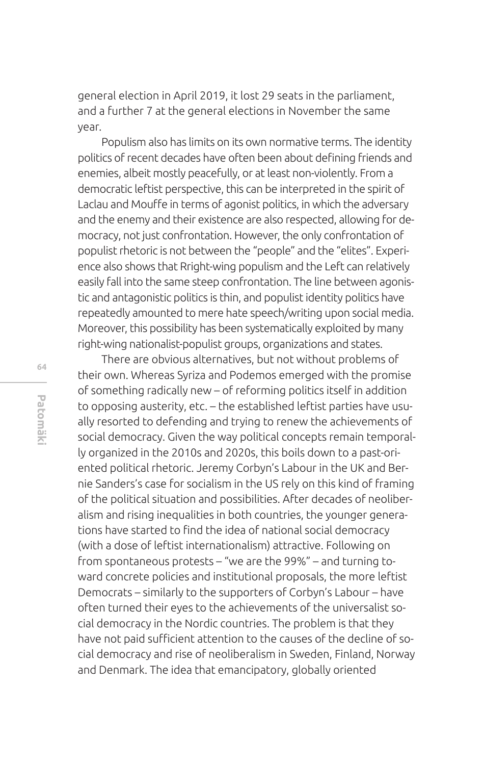general election in April 2019, it lost 29 seats in the parliament, and a further 7 at the general elections in November the same year.

Populism also has limits on its own normative terms. The identity politics of recent decades have often been about defining friends and enemies, albeit mostly peacefully, or at least non-violently. From a democratic leftist perspective, this can be interpreted in the spirit of Laclau and Mouffe in terms of agonist politics, in which the adversary and the enemy and their existence are also respected, allowing for democracy, not just confrontation. However, the only confrontation of populist rhetoric is not between the "people" and the "elites". Experience also shows that Rright-wing populism and the Left can relatively easily fall into the same steep confrontation. The line between agonistic and antagonistic politics is thin, and populist identity politics have repeatedly amounted to mere hate speech/writing upon social media. Moreover, this possibility has been systematically exploited by many right-wing nationalist-populist groups, organizations and states.

There are obvious alternatives, but not without problems of their own. Whereas Syriza and Podemos emerged with the promise of something radically new – of reforming politics itself in addition to opposing austerity, etc. – the established leftist parties have usually resorted to defending and trying to renew the achievements of social democracy. Given the way political concepts remain temporally organized in the 2010s and 2020s, this boils down to a past-oriented political rhetoric. Jeremy Corbyn's Labour in the UK and Bernie Sanders's case for socialism in the US rely on this kind of framing of the political situation and possibilities. After decades of neoliberalism and rising inequalities in both countries, the younger generations have started to find the idea of national social democracy (with a dose of leftist internationalism) attractive. Following on from spontaneous protests – "we are the 99%" – and turning toward concrete policies and institutional proposals, the more leftist Democrats – similarly to the supporters of Corbyn's Labour – have often turned their eyes to the achievements of the universalist social democracy in the Nordic countries. The problem is that they have not paid sufficient attention to the causes of the decline of social democracy and rise of neoliberalism in Sweden, Finland, Norway and Denmark. The idea that emancipatory, globally oriented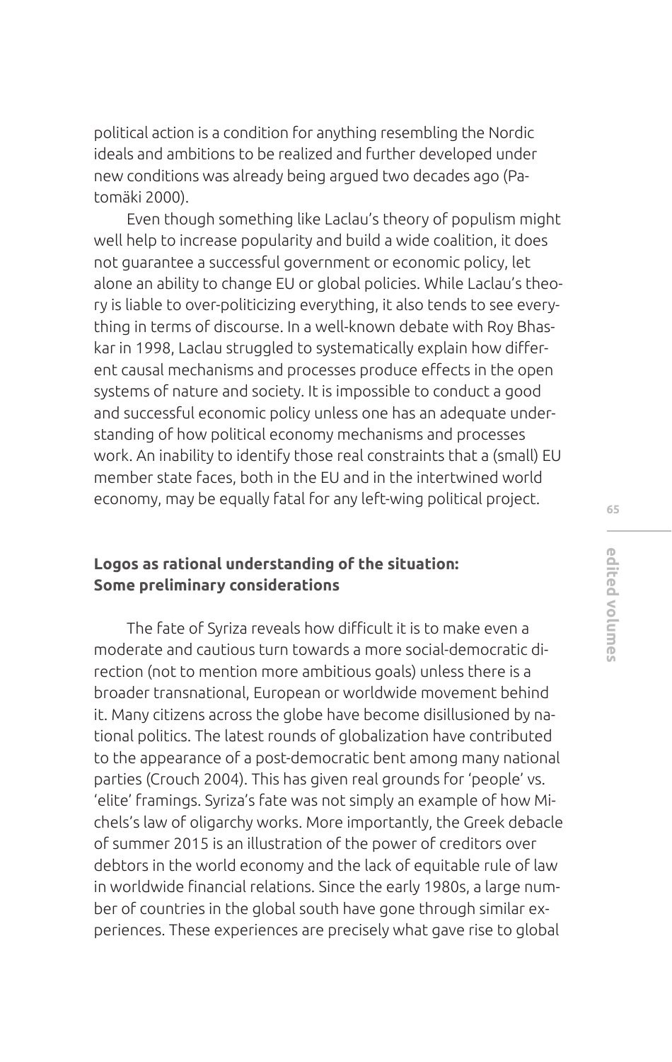political action is a condition for anything resembling the Nordic ideals and ambitions to be realized and further developed under new conditions was already being argued two decades ago (Patomäki 2000).

Even though something like Laclau's theory of populism might well help to increase popularity and build a wide coalition, it does not guarantee a successful government or economic policy, let alone an ability to change EU or global policies. While Laclau's theory is liable to over-politicizing everything, it also tends to see everything in terms of discourse. In a well-known debate with Roy Bhaskar in 1998, Laclau struggled to systematically explain how different causal mechanisms and processes produce effects in the open systems of nature and society. It is impossible to conduct a good and successful economic policy unless one has an adequate understanding of how political economy mechanisms and processes work. An inability to identify those real constraints that a (small) EU member state faces, both in the EU and in the intertwined world economy, may be equally fatal for any left-wing political project.

### Logos as rational understanding of the situation: Some preliminary considerations

The fate of Syriza reveals how difficult it is to make even a moderate and cautious turn towards a more social-democratic direction (not to mention more ambitious goals) unless there is a broader transnational, European or worldwide movement behind it. Many citizens across the globe have become disillusioned by national politics. The latest rounds of globalization have contributed to the appearance of a post-democratic bent among many national parties (Crouch 2004). This has given real grounds for 'people' vs. 'elite' framings. Syriza's fate was not simply an example of how Michels's law of oligarchy works. More importantly, the Greek debacle of summer 2015 is an illustration of the power of creditors over debtors in the world economy and the lack of equitable rule of law in worldwide financial relations. Since the early 1980s, a large number of countries in the global south have gone through similar experiences. These experiences are precisely what gave rise to global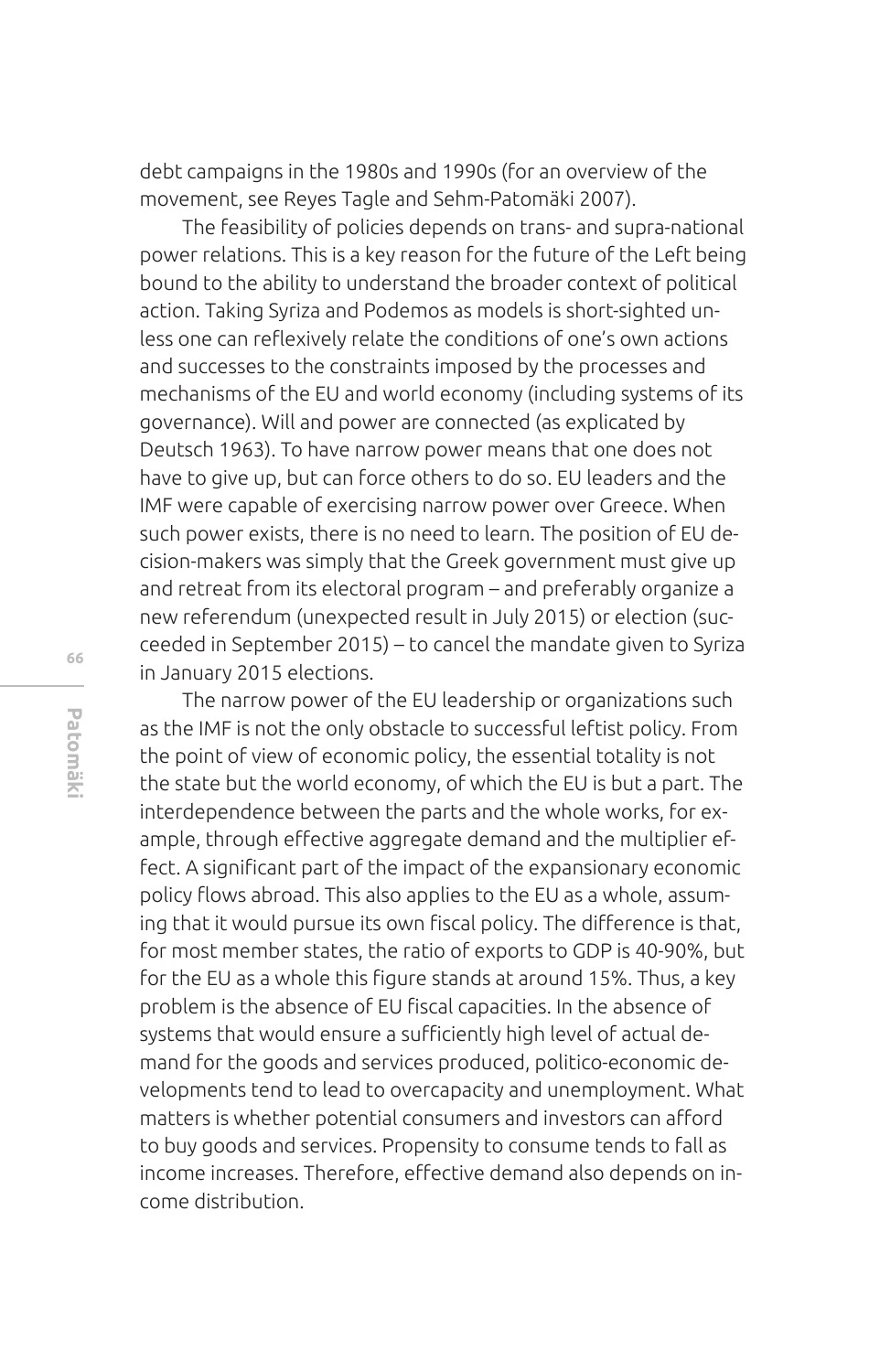debt campaigns in the 1980s and 1990s (for an overview of the movement, see Reyes Tagle and Sehm-Patomäki 2007).

The feasibility of policies depends on trans- and supra-national power relations. This is a key reason for the future of the Left being bound to the ability to understand the broader context of political action. Taking Syriza and Podemos as models is short-sighted unless one can reflexively relate the conditions of one's own actions and successes to the constraints imposed by the processes and mechanisms of the EU and world economy (including systems of its governance). Will and power are connected (as explicated by Deutsch 1963). To have narrow power means that one does not have to give up, but can force others to do so. EU leaders and the IMF were capable of exercising narrow power over Greece. When such power exists, there is no need to learn. The position of EU decision-makers was simply that the Greek government must give up and retreat from its electoral program – and preferably organize a new referendum (unexpected result in July 2015) or election (succeeded in September 2015) – to cancel the mandate given to Syriza in January 2015 elections.

The narrow power of the EU leadership or organizations such as the IMF is not the only obstacle to successful leftist policy. From the point of view of economic policy, the essential totality is not the state but the world economy, of which the EU is but a part. The interdependence between the parts and the whole works, for example, through effective aggregate demand and the multiplier effect. A significant part of the impact of the expansionary economic policy flows abroad. This also applies to the EU as a whole, assuming that it would pursue its own fiscal policy. The difference is that, for most member states, the ratio of exports to GDP is 40-90%, but for the EU as a whole this figure stands at around 15%. Thus, a key problem is the absence of EU fiscal capacities. In the absence of systems that would ensure a sufficiently high level of actual demand for the goods and services produced, politico-economic developments tend to lead to overcapacity and unemployment. What matters is whether potential consumers and investors can afford to buy goods and services. Propensity to consume tends to fall as income increases. Therefore, effective demand also depends on income distribution.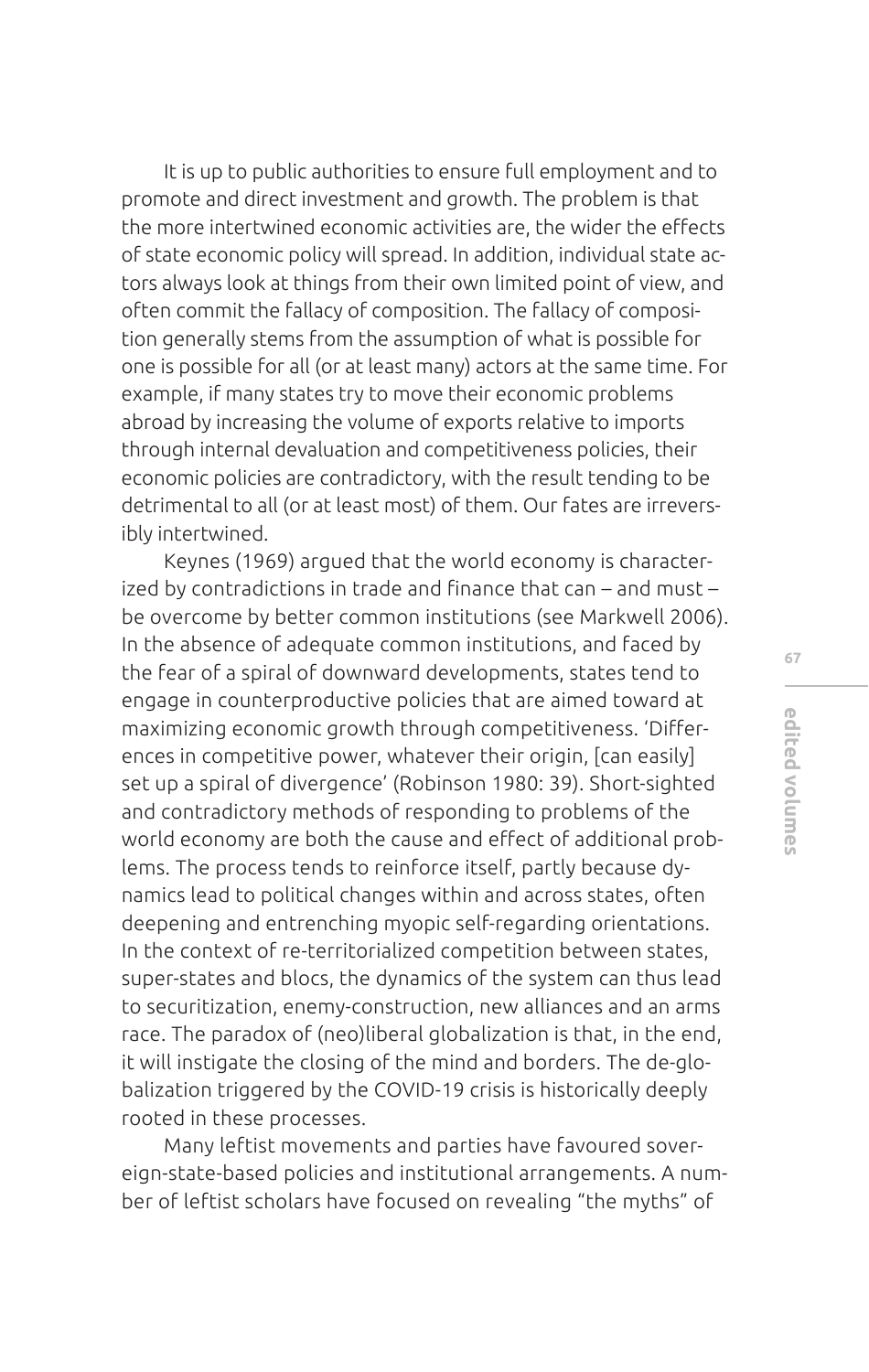It is up to public authorities to ensure full employment and to promote and direct investment and growth. The problem is that the more intertwined economic activities are, the wider the effects of state economic policy will spread. In addition, individual state actors always look at things from their own limited point of view, and often commit the fallacy of composition. The fallacy of composition generally stems from the assumption of what is possible for one is possible for all (or at least many) actors at the same time. For example, if many states try to move their economic problems abroad by increasing the volume of exports relative to imports through internal devaluation and competitiveness policies, their economic policies are contradictory, with the result tending to be detrimental to all (or at least most) of them. Our fates are irreversibly intertwined.

Keynes (1969) argued that the world economy is characterized by contradictions in trade and finance that can – and must – be overcome by better common institutions (see Markwell 2006). In the absence of adequate common institutions, and faced by the fear of a spiral of downward developments, states tend to engage in counterproductive policies that are aimed toward at maximizing economic growth through competitiveness. 'Differences in competitive power, whatever their origin, [can easily] set up a spiral of divergence' (Robinson 1980: 39). Short-sighted and contradictory methods of responding to problems of the world economy are both the cause and effect of additional problems. The process tends to reinforce itself, partly because dynamics lead to political changes within and across states, often deepening and entrenching myopic self-regarding orientations. In the context of re-territorialized competition between states, super-states and blocs, the dynamics of the system can thus lead to securitization, enemy-construction, new alliances and an arms race. The paradox of (neo)liberal globalization is that, in the end, it will instigate the closing of the mind and borders. The de-globalization triggered by the COVID-19 crisis is historically deeply rooted in these processes.

Many leftist movements and parties have favoured sovereign-state-based policies and institutional arrangements. A number of leftist scholars have focused on revealing "the myths" of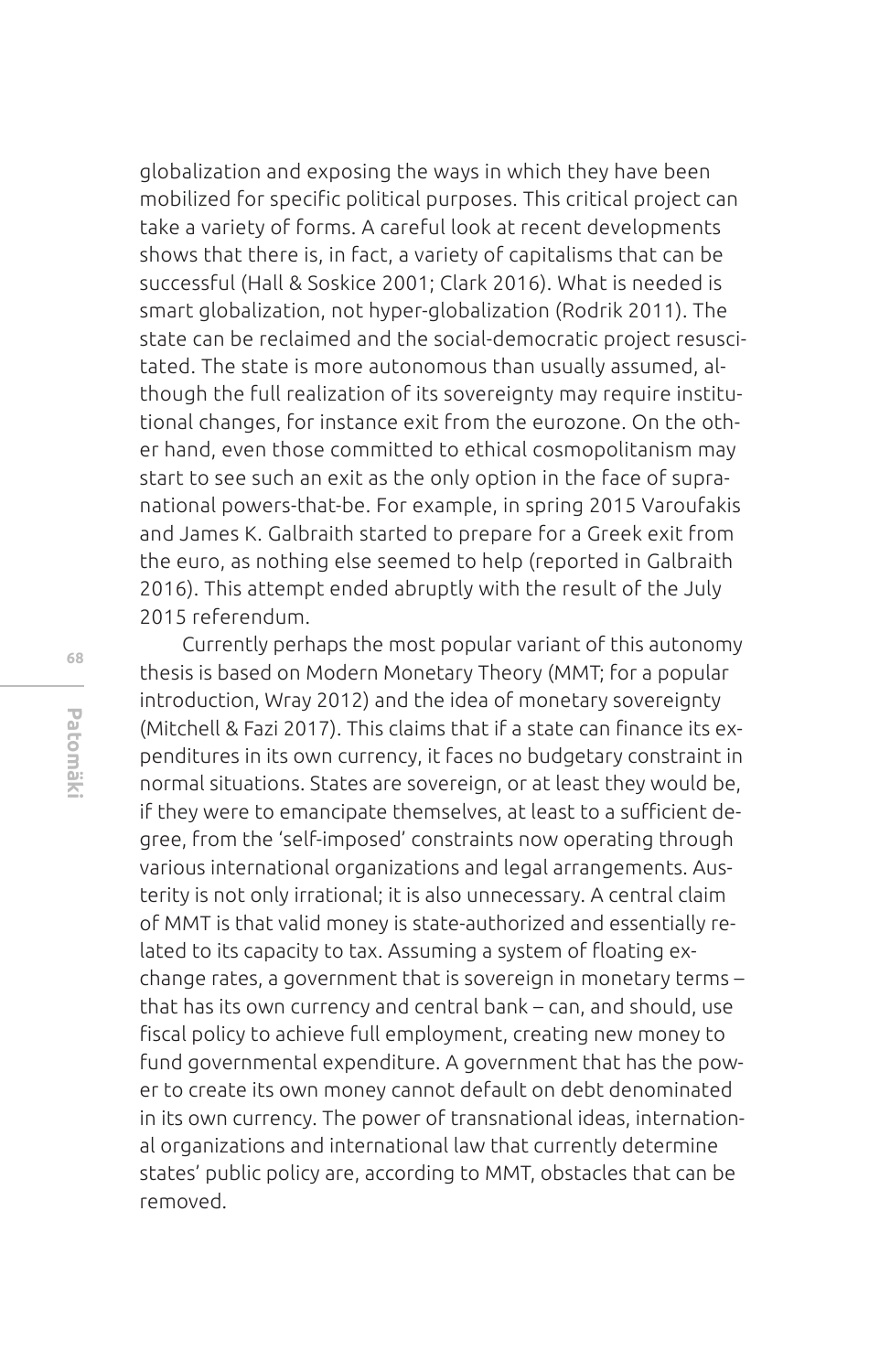globalization and exposing the ways in which they have been mobilized for specific political purposes. This critical project can take a variety of forms. A careful look at recent developments shows that there is, in fact, a variety of capitalisms that can be successful (Hall & Soskice 2001; Clark 2016). What is needed is smart globalization, not hyper-globalization (Rodrik 2011). The state can be reclaimed and the social-democratic project resuscitated. The state is more autonomous than usually assumed, although the full realization of its sovereignty may require institutional changes, for instance exit from the eurozone. On the other hand, even those committed to ethical cosmopolitanism may start to see such an exit as the only option in the face of supranational powers-that-be. For example, in spring 2015 Varoufakis and James K. Galbraith started to prepare for a Greek exit from the euro, as nothing else seemed to help (reported in Galbraith 2016). This attempt ended abruptly with the result of the July 2015 referendum.

Currently perhaps the most popular variant of this autonomy thesis is based on Modern Monetary Theory (MMT; for a popular introduction, Wray 2012) and the idea of monetary sovereignty (Mitchell & Fazi 2017). This claims that if a state can finance its expenditures in its own currency, it faces no budgetary constraint in normal situations. States are sovereign, or at least they would be, if they were to emancipate themselves, at least to a sufficient degree, from the 'self-imposed' constraints now operating through various international organizations and legal arrangements. Austerity is not only irrational; it is also unnecessary. A central claim of MMT is that valid money is state-authorized and essentially related to its capacity to tax. Assuming a system of floating exchange rates, a government that is sovereign in monetary terms – that has its own currency and central bank – can, and should, use fiscal policy to achieve full employment, creating new money to fund governmental expenditure. A government that has the power to create its own money cannot default on debt denominated in its own currency. The power of transnational ideas, international organizations and international law that currently determine states' public policy are, according to MMT, obstacles that can be removed.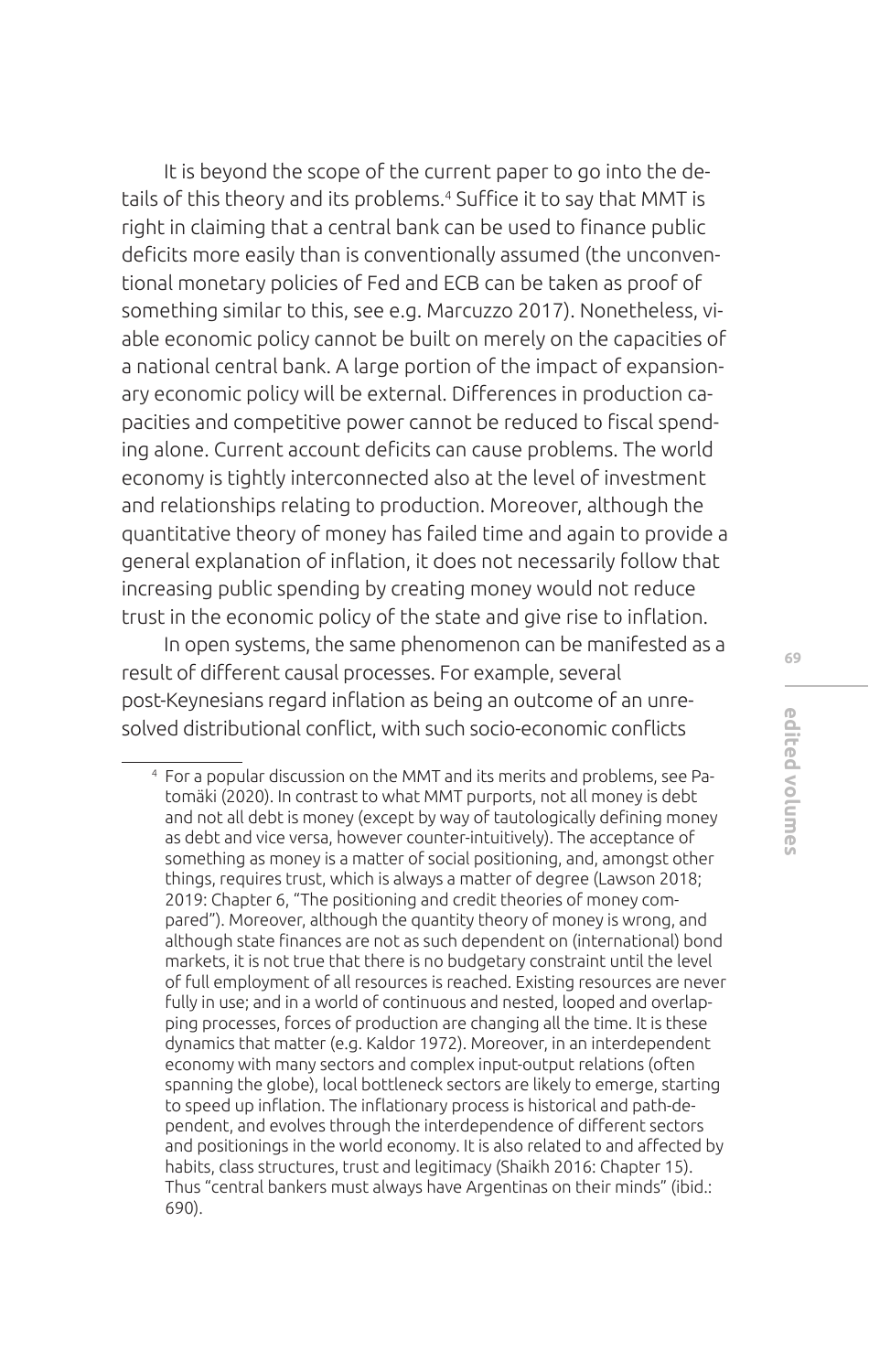It is beyond the scope of the current paper to go into the details of this theory and its problems.[4] Suffice it to say that MMT is right in claiming that a central bank can be used to finance public deficits more easily than is conventionally assumed (the unconventional monetary policies of Fed and ECB can be taken as proof of something similar to this, see e.g. Marcuzzo 2017). Nonetheless, viable economic policy cannot be built on merely on the capacities of a national central bank. A large portion of the impact of expansionary economic policy will be external. Differences in production capacities and competitive power cannot be reduced to fiscal spending alone. Current account deficits can cause problems. The world economy is tightly interconnected also at the level of investment and relationships relating to production. Moreover, although the quantitative theory of money has failed time and again to provide a general explanation of inflation, it does not necessarily follow that increasing public spending by creating money would not reduce trust in the economic policy of the state and give rise to inflation.

In open systems, the same phenomenon can be manifested as a result of different causal processes. For example, several post-Keynesians regard inflation as being an outcome of an unresolved distributional conflict, with such socio-economic conflicts

[4] For a popular discussion on the MMT and its merits and problems, see Patomäki (2020). In contrast to what MMT purports, not all money is debt and not all debt is money (except by way of tautologically defining money as debt and vice versa, however counter-intuitively). The acceptance of something as money is a matter of social positioning, and, amongst other things, requires trust, which is always a matter of degree (Lawson 2018; 2019: Chapter 6, "The positioning and credit theories of money compared"). Moreover, although the quantity theory of money is wrong, and although state finances are not as such dependent on (international) bond markets, it is not true that there is no budgetary constraint until the level of full employment of all resources is reached. Existing resources are never fully in use; and in a world of continuous and nested, looped and overlapping processes, forces of production are changing all the time. It is these dynamics that matter (e.g. Kaldor 1972). Moreover, in an interdependent economy with many sectors and complex input-output relations (often spanning the globe), local bottleneck sectors are likely to emerge, starting to speed up inflation. The inflationary process is historical and path-dependent, and evolves through the interdependence of different sectors and positionings in the world economy. It is also related to and affected by habits, class structures, trust and legitimacy (Shaikh 2016: Chapter 15). Thus "central bankers must always have Argentinas on their minds" (ibid.: 690).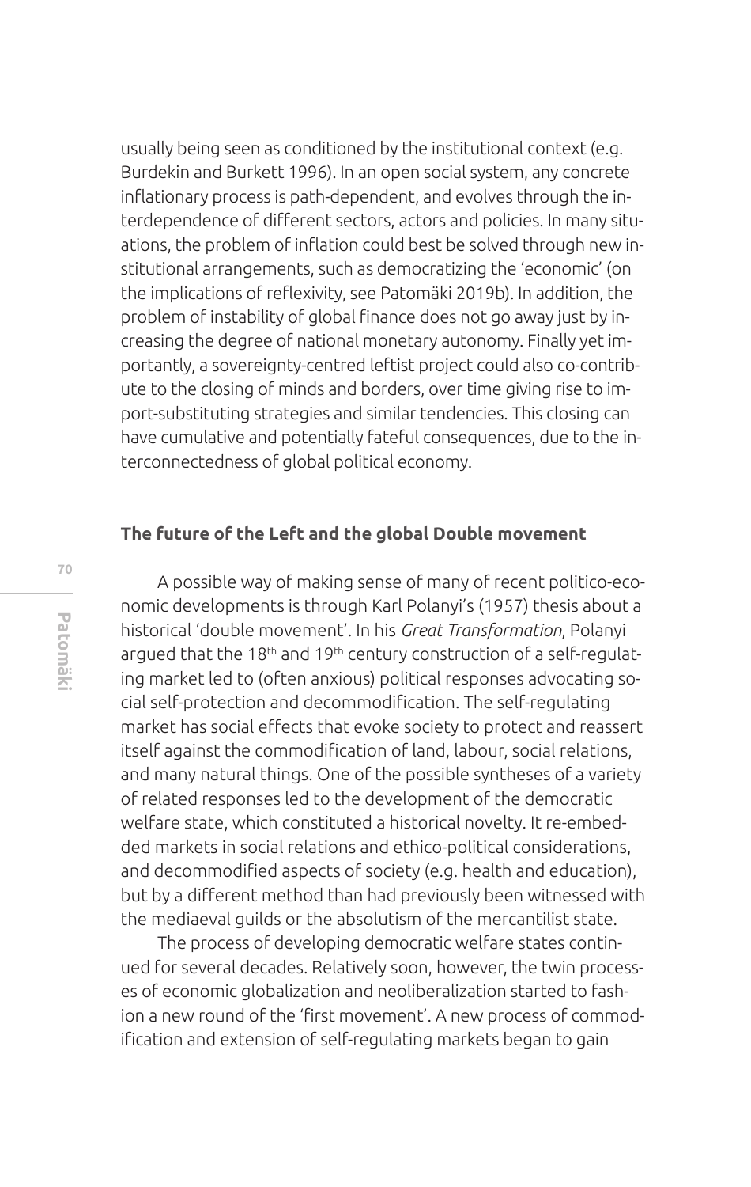usually being seen as conditioned by the institutional context (e.g. Burdekin and Burkett 1996). In an open social system, any concrete inflationary process is path-dependent, and evolves through the interdependence of different sectors, actors and policies. In many situations, the problem of inflation could best be solved through new institutional arrangements, such as democratizing the 'economic' (on the implications of reflexivity, see Patomäki 2019b). In addition, the problem of instability of global finance does not go away just by increasing the degree of national monetary autonomy. Finally yet importantly, a sovereignty-centred leftist project could also co-contribute to the closing of minds and borders, over time giving rise to import-substituting strategies and similar tendencies. This closing can have cumulative and potentially fateful consequences, due to the interconnectedness of global political economy.

## The future of the Left and the global Double movement

A possible way of making sense of many of recent politico-economic developments is through Karl Polanyi's (1957) thesis about a historical 'double movement'. In his *Great Transformation*, Polanyi argued that the 18th and 19th century construction of a self-regulating market led to (often anxious) political responses advocating social self-protection and decommodification. The self-regulating market has social effects that evoke society to protect and reassert itself against the commodification of land, labour, social relations, and many natural things. One of the possible syntheses of a variety of related responses led to the development of the democratic welfare state, which constituted a historical novelty. It re-embedded markets in social relations and ethico-political considerations, and decommodified aspects of society (e.g. health and education), but by a different method than had previously been witnessed with the mediaeval guilds or the absolutism of the mercantilist state.

The process of developing democratic welfare states continued for several decades. Relatively soon, however, the twin processes of economic globalization and neoliberalization started to fashion a new round of the 'first movement'. A new process of commodification and extension of self-regulating markets began to gain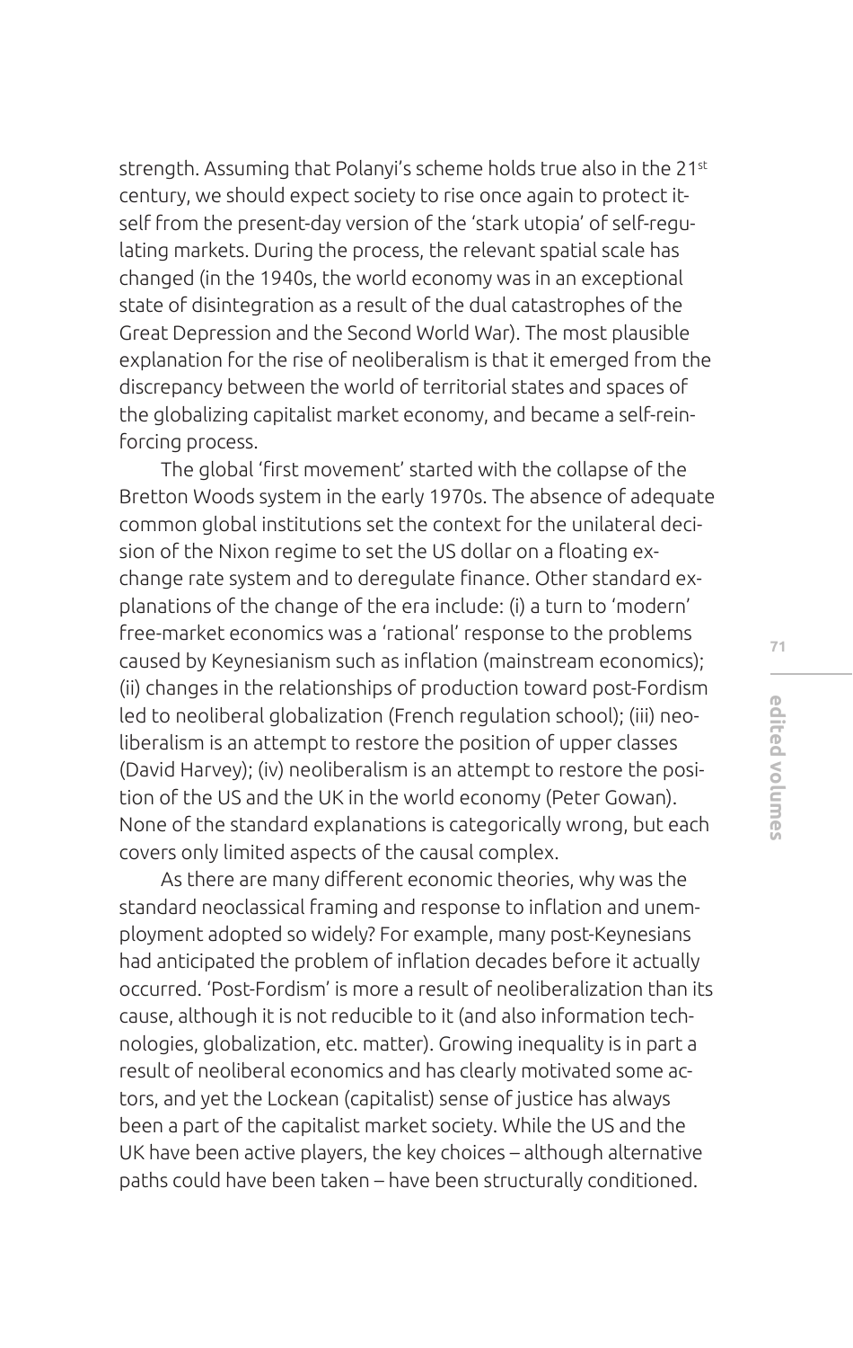strength. Assuming that Polanyi's scheme holds true also in the 21st century, we should expect society to rise once again to protect itself from the present-day version of the 'stark utopia' of self-regulating markets. During the process, the relevant spatial scale has changed (in the 1940s, the world economy was in an exceptional state of disintegration as a result of the dual catastrophes of the Great Depression and the Second World War). The most plausible explanation for the rise of neoliberalism is that it emerged from the discrepancy between the world of territorial states and spaces of the globalizing capitalist market economy, and became a self-reinforcing process.

The global 'first movement' started with the collapse of the Bretton Woods system in the early 1970s. The absence of adequate common global institutions set the context for the unilateral decision of the Nixon regime to set the US dollar on a floating exchange rate system and to deregulate finance. Other standard explanations of the change of the era include: (i) a turn to 'modern' free-market economics was a 'rational' response to the problems caused by Keynesianism such as inflation (mainstream economics); (ii) changes in the relationships of production toward post-Fordism led to neoliberal globalization (French regulation school); (iii) neoliberalism is an attempt to restore the position of upper classes (David Harvey); (iv) neoliberalism is an attempt to restore the position of the US and the UK in the world economy (Peter Gowan). None of the standard explanations is categorically wrong, but each covers only limited aspects of the causal complex.

As there are many different economic theories, why was the standard neoclassical framing and response to inflation and unemployment adopted so widely? For example, many post-Keynesians had anticipated the problem of inflation decades before it actually occurred. 'Post-Fordism' is more a result of neoliberalization than its cause, although it is not reducible to it (and also information technologies, globalization, etc. matter). Growing inequality is in part a result of neoliberal economics and has clearly motivated some actors, and yet the Lockean (capitalist) sense of justice has always been a part of the capitalist market society. While the US and the UK have been active players, the key choices – although alternative paths could have been taken – have been structurally conditioned.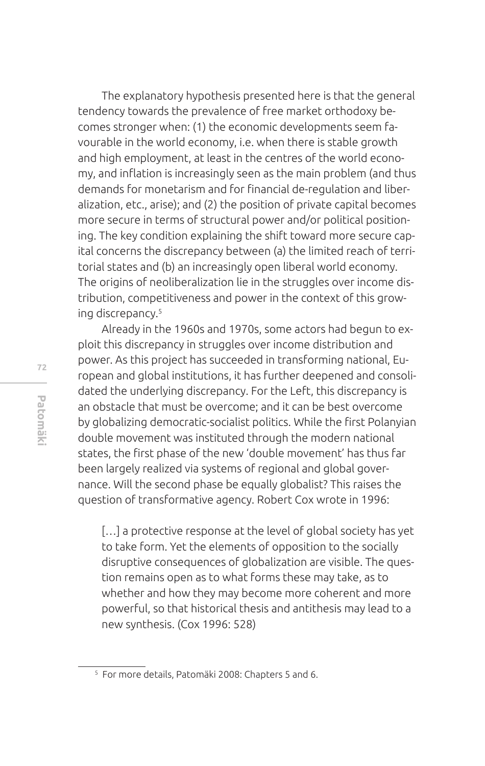The explanatory hypothesis presented here is that the general tendency towards the prevalence of free market orthodoxy becomes stronger when: (1) the economic developments seem favourable in the world economy, i.e. when there is stable growth and high employment, at least in the centres of the world economy, and inflation is increasingly seen as the main problem (and thus demands for monetarism and for financial de-regulation and liberalization, etc., arise); and (2) the position of private capital becomes more secure in terms of structural power and/or political positioning. The key condition explaining the shift toward more secure capital concerns the discrepancy between (a) the limited reach of territorial states and (b) an increasingly open liberal world economy. The origins of neoliberalization lie in the struggles over income distribution, competitiveness and power in the context of this growing discrepancy.[5]

Already in the 1960s and 1970s, some actors had begun to exploit this discrepancy in struggles over income distribution and power. As this project has succeeded in transforming national, European and global institutions, it has further deepened and consolidated the underlying discrepancy. For the Left, this discrepancy is an obstacle that must be overcome; and it can be best overcome by globalizing democratic-socialist politics. While the first Polanyian double movement was instituted through the modern national states, the first phase of the new 'double movement' has thus far been largely realized via systems of regional and global governance. Will the second phase be equally globalist? This raises the question of transformative agency. Robert Cox wrote in 1996:

> […] a protective response at the level of global society has yet to take form. Yet the elements of opposition to the socially disruptive consequences of globalization are visible. The question remains open as to what forms these may take, as to whether and how they may become more coherent and more powerful, so that historical thesis and antithesis may lead to a new synthesis. (Cox 1996: 528)

[5] For more details, Patomäki 2008: Chapters 5 and 6.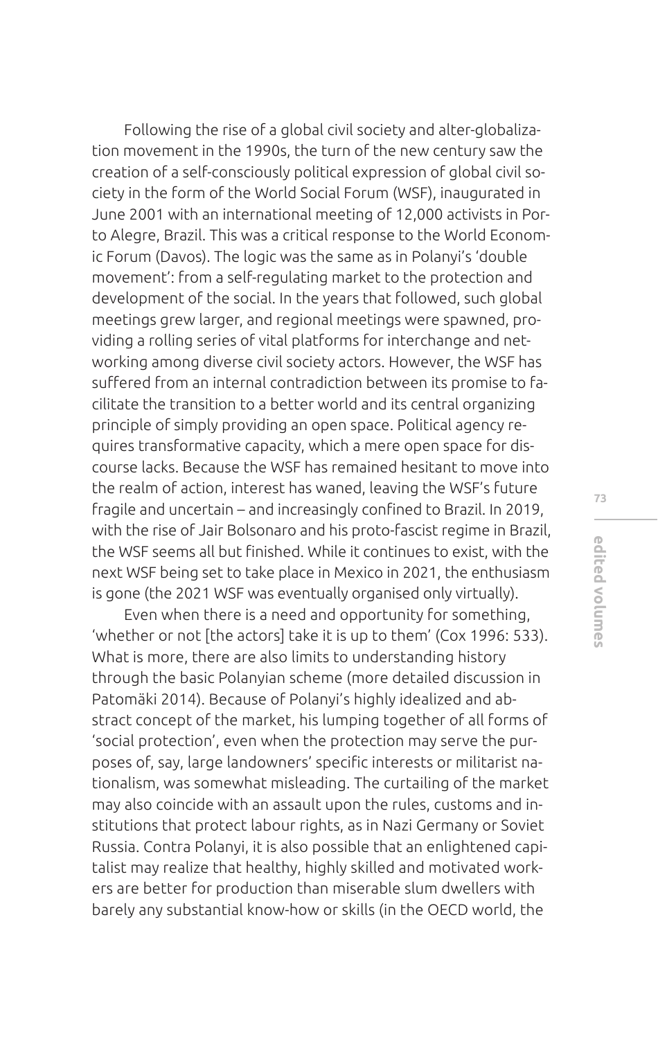Following the rise of a global civil society and alter-globalization movement in the 1990s, the turn of the new century saw the creation of a self-consciously political expression of global civil society in the form of the World Social Forum (WSF), inaugurated in June 2001 with an international meeting of 12,000 activists in Porto Alegre, Brazil. This was a critical response to the World Economic Forum (Davos). The logic was the same as in Polanyi's 'double movement': from a self-regulating market to the protection and development of the social. In the years that followed, such global meetings grew larger, and regional meetings were spawned, providing a rolling series of vital platforms for interchange and networking among diverse civil society actors. However, the WSF has suffered from an internal contradiction between its promise to facilitate the transition to a better world and its central organizing principle of simply providing an open space. Political agency requires transformative capacity, which a mere open space for discourse lacks. Because the WSF has remained hesitant to move into the realm of action, interest has waned, leaving the WSF's future fragile and uncertain – and increasingly confined to Brazil. In 2019, with the rise of Jair Bolsonaro and his proto-fascist regime in Brazil, the WSF seems all but finished. While it continues to exist, with the next WSF being set to take place in Mexico in 2021, the enthusiasm is gone (the 2021 WSF was eventually organised only virtually).

Even when there is a need and opportunity for something, 'whether or not [the actors] take it is up to them' (Cox 1996: 533). What is more, there are also limits to understanding history through the basic Polanyian scheme (more detailed discussion in Patomäki 2014). Because of Polanyi's highly idealized and abstract concept of the market, his lumping together of all forms of 'social protection', even when the protection may serve the purposes of, say, large landowners' specific interests or militarist nationalism, was somewhat misleading. The curtailing of the market may also coincide with an assault upon the rules, customs and institutions that protect labour rights, as in Nazi Germany or Soviet Russia. Contra Polanyi, it is also possible that an enlightened capitalist may realize that healthy, highly skilled and motivated workers are better for production than miserable slum dwellers with barely any substantial know-how or skills (in the OECD world, the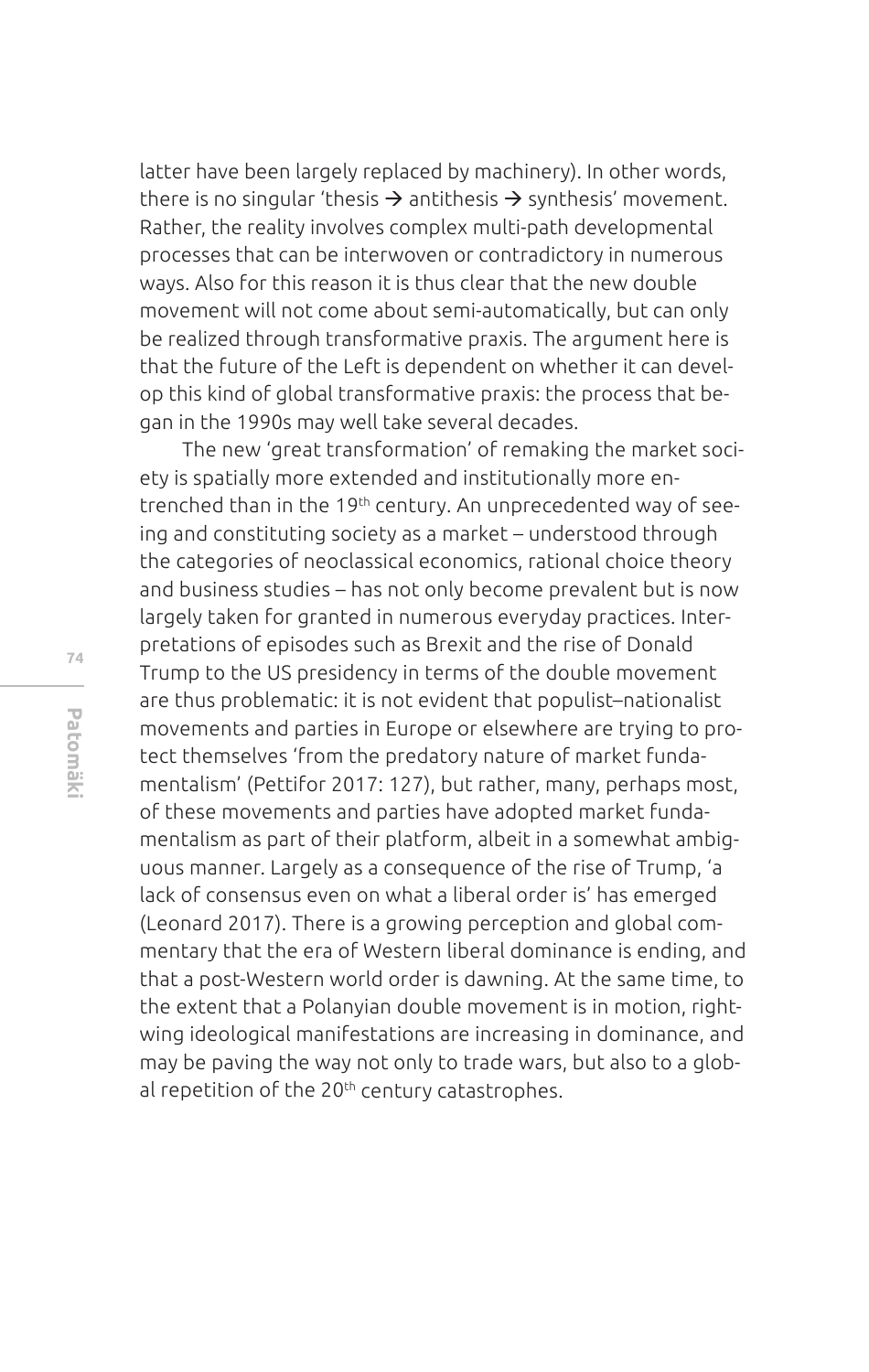latter have been largely replaced by machinery). In other words, there is no singular 'thesis → antithesis → synthesis' movement. Rather, the reality involves complex multi-path developmental processes that can be interwoven or contradictory in numerous ways. Also for this reason it is thus clear that the new double movement will not come about semi-automatically, but can only be realized through transformative praxis. The argument here is that the future of the Left is dependent on whether it can develop this kind of global transformative praxis: the process that began in the 1990s may well take several decades.

The new 'great transformation' of remaking the market society is spatially more extended and institutionally more entrenched than in the 19th century. An unprecedented way of seeing and constituting society as a market – understood through the categories of neoclassical economics, rational choice theory and business studies – has not only become prevalent but is now largely taken for granted in numerous everyday practices. Interpretations of episodes such as Brexit and the rise of Donald Trump to the US presidency in terms of the double movement are thus problematic: it is not evident that populist–nationalist movements and parties in Europe or elsewhere are trying to protect themselves 'from the predatory nature of market fundamentalism' (Pettifor 2017: 127), but rather, many, perhaps most, of these movements and parties have adopted market fundamentalism as part of their platform, albeit in a somewhat ambiguous manner. Largely as a consequence of the rise of Trump, 'a lack of consensus even on what a liberal order is' has emerged (Leonard 2017). There is a growing perception and global commentary that the era of Western liberal dominance is ending, and that a post-Western world order is dawning. At the same time, to the extent that a Polanyian double movement is in motion, right-wing ideological manifestations are increasing in dominance, and may be paving the way not only to trade wars, but also to a global repetition of the 20th century catastrophes.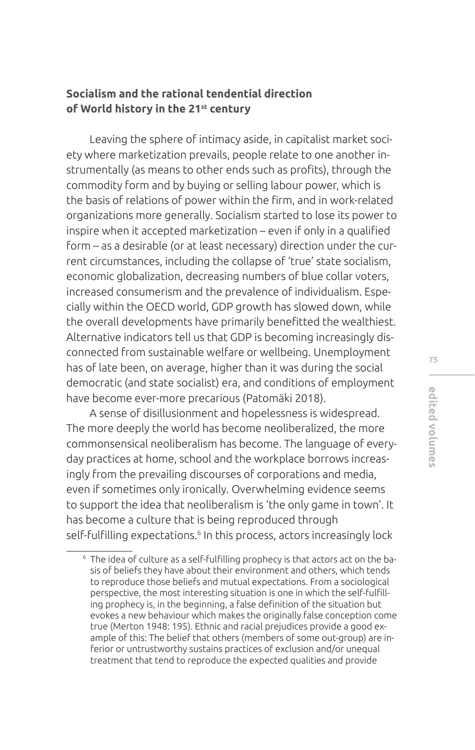## Socialism and the rational tendential direction of World history in the 21st century

Leaving the sphere of intimacy aside, in capitalist market society where marketization prevails, people relate to one another instrumentally (as means to other ends such as profits), through the commodity form and by buying or selling labour power, which is the basis of relations of power within the firm, and in work-related organizations more generally. Socialism started to lose its power to inspire when it accepted marketization – even if only in a qualified form – as a desirable (or at least necessary) direction under the current circumstances, including the collapse of 'true' state socialism, economic globalization, decreasing numbers of blue collar voters, increased consumerism and the prevalence of individualism. Especially within the OECD world, GDP growth has slowed down, while the overall developments have primarily benefitted the wealthiest. Alternative indicators tell us that GDP is becoming increasingly disconnected from sustainable welfare or wellbeing. Unemployment has of late been, on average, higher than it was during the social democratic (and state socialist) era, and conditions of employment have become ever-more precarious (Patomäki 2018).

A sense of disillusionment and hopelessness is widespread. The more deeply the world has become neoliberalized, the more commonsensical neoliberalism has become. The language of everyday practices at home, school and the workplace borrows increasingly from the prevailing discourses of corporations and media, even if sometimes only ironically. Overwhelming evidence seems to support the idea that neoliberalism is 'the only game in town'. It has become a culture that is being reproduced through self-fulfilling expectations.[6] In this process, actors increasingly lock

[6] The idea of culture as a self-fulfilling prophecy is that actors act on the basis of beliefs they have about their environment and others, which tends to reproduce those beliefs and mutual expectations. From a sociological perspective, the most interesting situation is one in which the self-fulfilling prophecy is, in the beginning, a false definition of the situation but evokes a new behaviour which makes the originally false conception come true (Merton 1948: 195). Ethnic and racial prejudices provide a good example of this: The belief that others (members of some out-group) are inferior or untrustworthy sustains practices of exclusion and/or unequal treatment that tend to reproduce the expected qualities and provide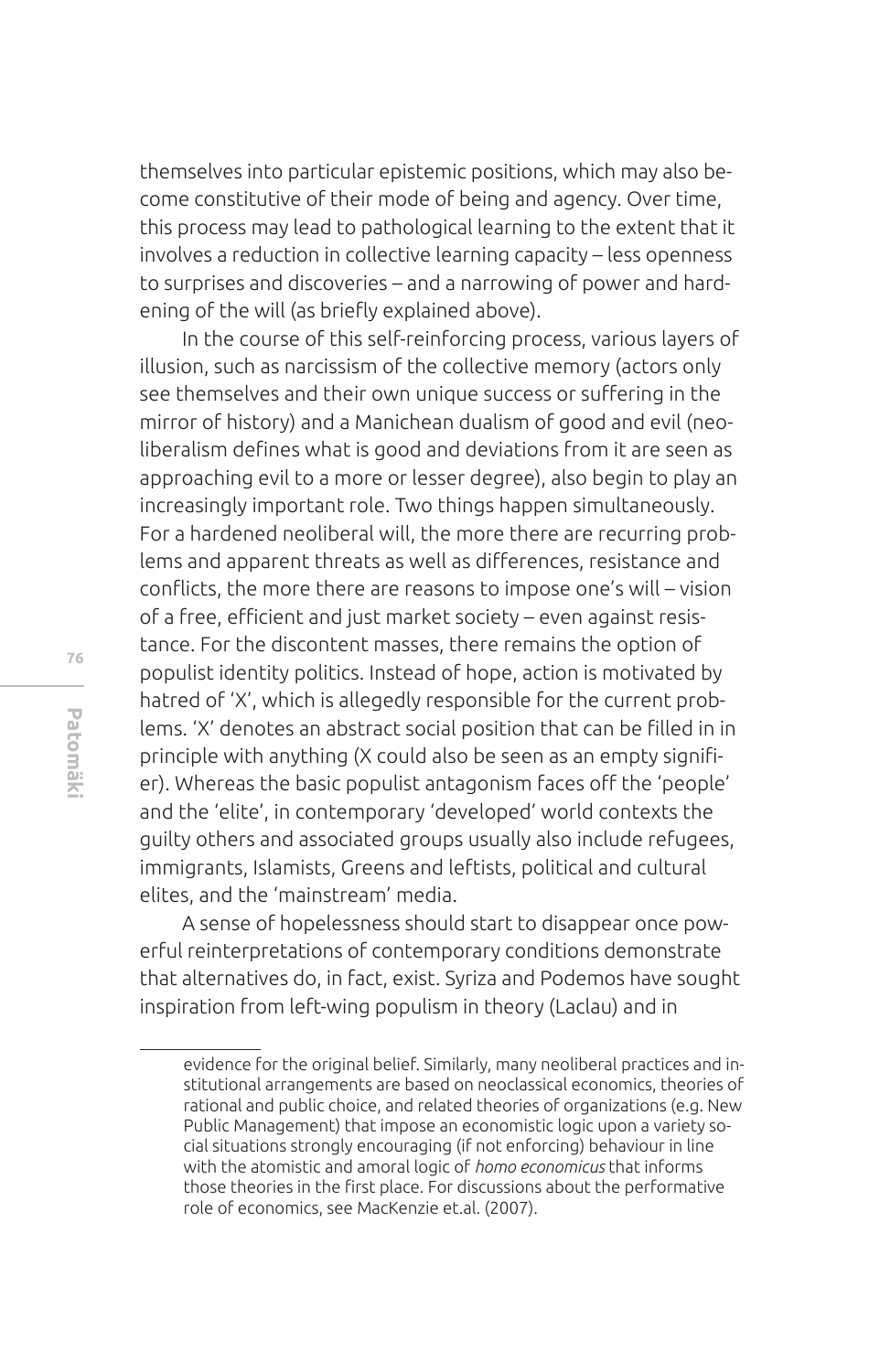themselves into particular epistemic positions, which may also become constitutive of their mode of being and agency. Over time, this process may lead to pathological learning to the extent that it involves a reduction in collective learning capacity – less openness to surprises and discoveries – and a narrowing of power and hardening of the will (as briefly explained above).

In the course of this self-reinforcing process, various layers of illusion, such as narcissism of the collective memory (actors only see themselves and their own unique success or suffering in the mirror of history) and a Manichean dualism of good and evil (neoliberalism defines what is good and deviations from it are seen as approaching evil to a more or lesser degree), also begin to play an increasingly important role. Two things happen simultaneously. For a hardened neoliberal will, the more there are recurring problems and apparent threats as well as differences, resistance and conflicts, the more there are reasons to impose one's will – vision of a free, efficient and just market society – even against resistance. For the discontent masses, there remains the option of populist identity politics. Instead of hope, action is motivated by hatred of 'X', which is allegedly responsible for the current problems. 'X' denotes an abstract social position that can be filled in in principle with anything (X could also be seen as an empty signifier). Whereas the basic populist antagonism faces off the 'people' and the 'elite', in contemporary 'developed' world contexts the guilty others and associated groups usually also include refugees, immigrants, Islamists, Greens and leftists, political and cultural elites, and the 'mainstream' media.

A sense of hopelessness should start to disappear once powerful reinterpretations of contemporary conditions demonstrate that alternatives do, in fact, exist. Syriza and Podemos have sought inspiration from left-wing populism in theory (Laclau) and in

---

evidence for the original belief. Similarly, many neoliberal practices and institutional arrangements are based on neoclassical economics, theories of rational and public choice, and related theories of organizations (e.g. New Public Management) that impose an economistic logic upon a variety social situations strongly encouraging (if not enforcing) behaviour in line with the atomistic and amoral logic of *homo economicus* that informs those theories in the first place. For discussions about the performative role of economics, see MacKenzie et.al. (2007).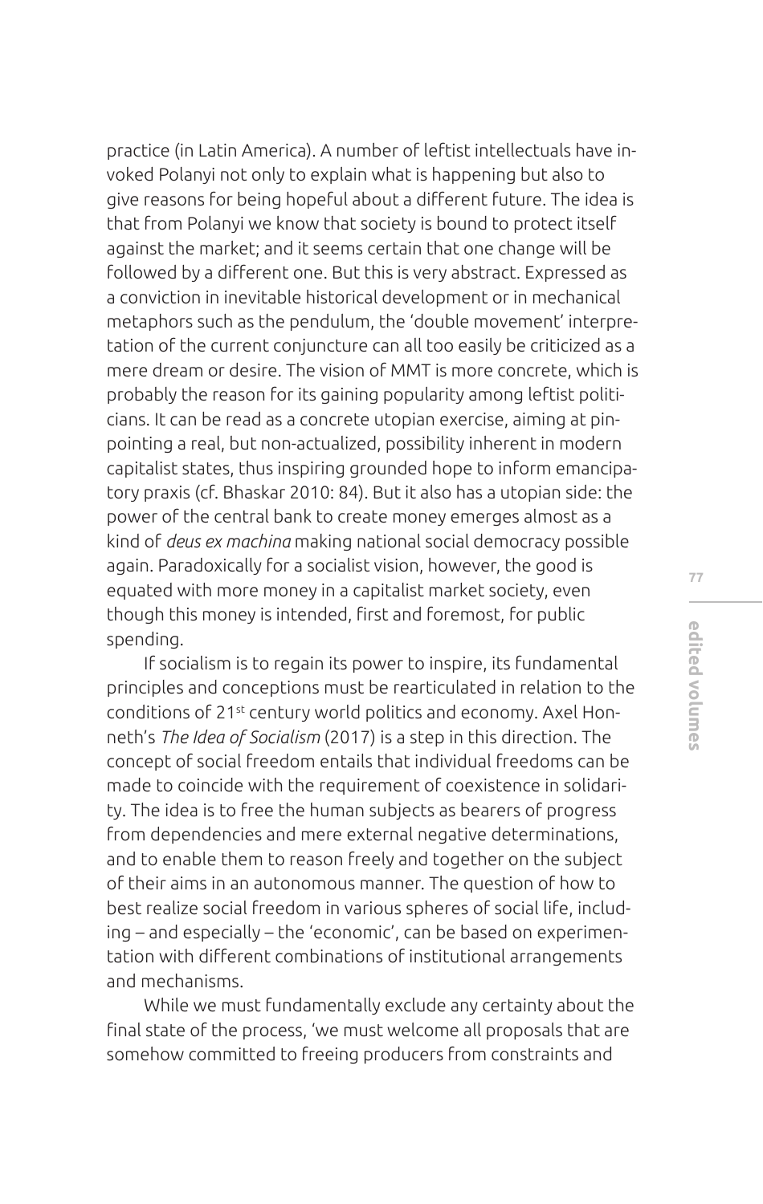practice (in Latin America). A number of leftist intellectuals have invoked Polanyi not only to explain what is happening but also to give reasons for being hopeful about a different future. The idea is that from Polanyi we know that society is bound to protect itself against the market; and it seems certain that one change will be followed by a different one. But this is very abstract. Expressed as a conviction in inevitable historical development or in mechanical metaphors such as the pendulum, the 'double movement' interpretation of the current conjuncture can all too easily be criticized as a mere dream or desire. The vision of MMT is more concrete, which is probably the reason for its gaining popularity among leftist politicians. It can be read as a concrete utopian exercise, aiming at pinpointing a real, but non-actualized, possibility inherent in modern capitalist states, thus inspiring grounded hope to inform emancipatory praxis (cf. Bhaskar 2010: 84). But it also has a utopian side: the power of the central bank to create money emerges almost as a kind of *deus ex machina* making national social democracy possible again. Paradoxically for a socialist vision, however, the good is equated with more money in a capitalist market society, even though this money is intended, first and foremost, for public spending.

If socialism is to regain its power to inspire, its fundamental principles and conceptions must be rearticulated in relation to the conditions of 21st century world politics and economy. Axel Honneth's *The Idea of Socialism* (2017) is a step in this direction. The concept of social freedom entails that individual freedoms can be made to coincide with the requirement of coexistence in solidarity. The idea is to free the human subjects as bearers of progress from dependencies and mere external negative determinations, and to enable them to reason freely and together on the subject of their aims in an autonomous manner. The question of how to best realize social freedom in various spheres of social life, including – and especially – the 'economic', can be based on experimentation with different combinations of institutional arrangements and mechanisms.

While we must fundamentally exclude any certainty about the final state of the process, 'we must welcome all proposals that are somehow committed to freeing producers from constraints and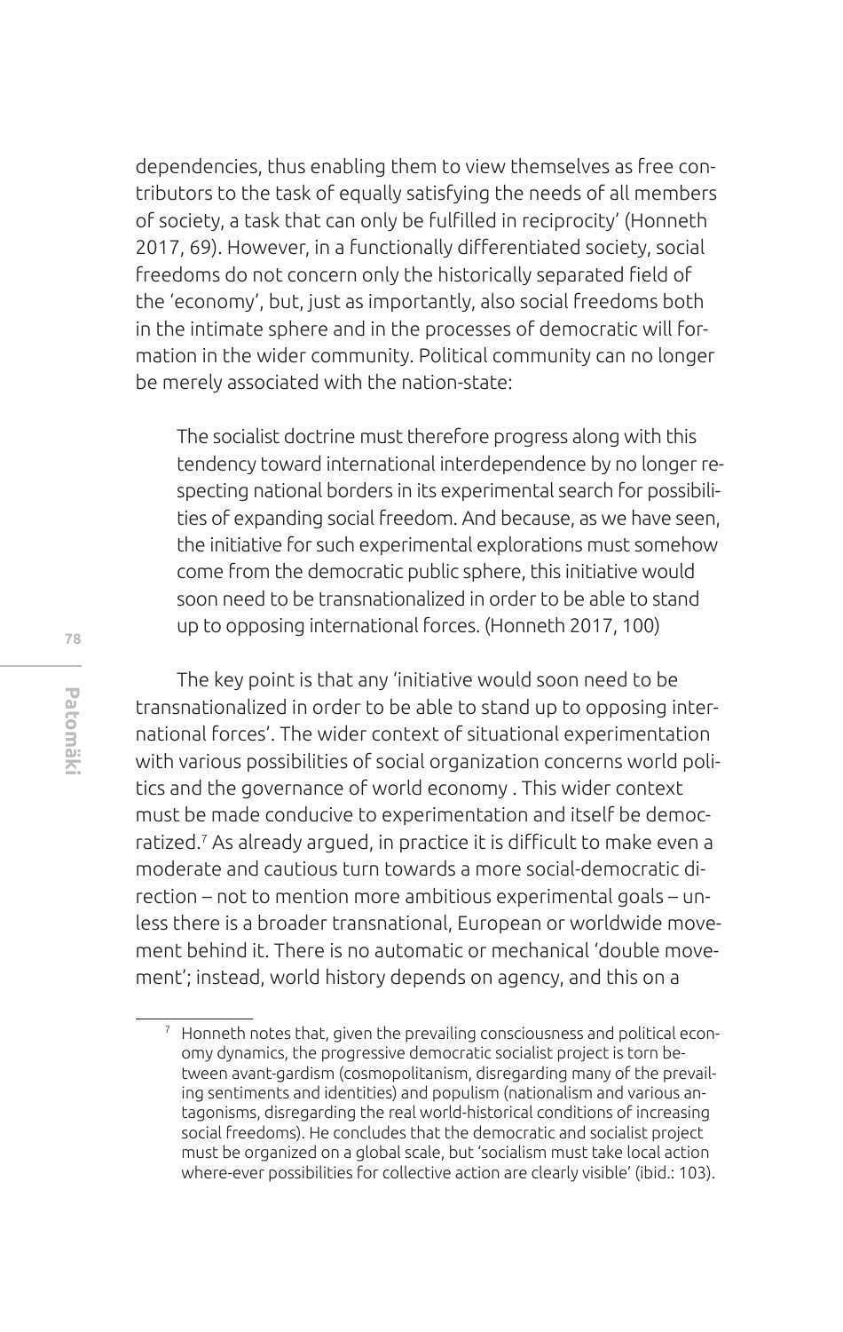dependencies, thus enabling them to view themselves as free contributors to the task of equally satisfying the needs of all members of society, a task that can only be fulfilled in reciprocity' (Honneth 2017, 69). However, in a functionally differentiated society, social freedoms do not concern only the historically separated field of the 'economy', but, just as importantly, also social freedoms both in the intimate sphere and in the processes of democratic will formation in the wider community. Political community can no longer be merely associated with the nation-state:

> The socialist doctrine must therefore progress along with this tendency toward international interdependence by no longer respecting national borders in its experimental search for possibilities of expanding social freedom. And because, as we have seen, the initiative for such experimental explorations must somehow come from the democratic public sphere, this initiative would soon need to be transnationalized in order to be able to stand up to opposing international forces. (Honneth 2017, 100)

The key point is that any 'initiative would soon need to be transnationalized in order to be able to stand up to opposing international forces'. The wider context of situational experimentation with various possibilities of social organization concerns world politics and the governance of world economy . This wider context must be made conducive to experimentation and itself be democratized.[7] As already argued, in practice it is difficult to make even a moderate and cautious turn towards a more social-democratic direction – not to mention more ambitious experimental goals – unless there is a broader transnational, European or worldwide movement behind it. There is no automatic or mechanical 'double movement'; instead, world history depends on agency, and this on a

[7] Honneth notes that, given the prevailing consciousness and political economy dynamics, the progressive democratic socialist project is torn between avant-gardism (cosmopolitanism, disregarding many of the prevailing sentiments and identities) and populism (nationalism and various antagonisms, disregarding the real world-historical conditions of increasing social freedoms). He concludes that the democratic and socialist project must be organized on a global scale, but 'socialism must take local action where-ever possibilities for collective action are clearly visible' (ibid.: 103).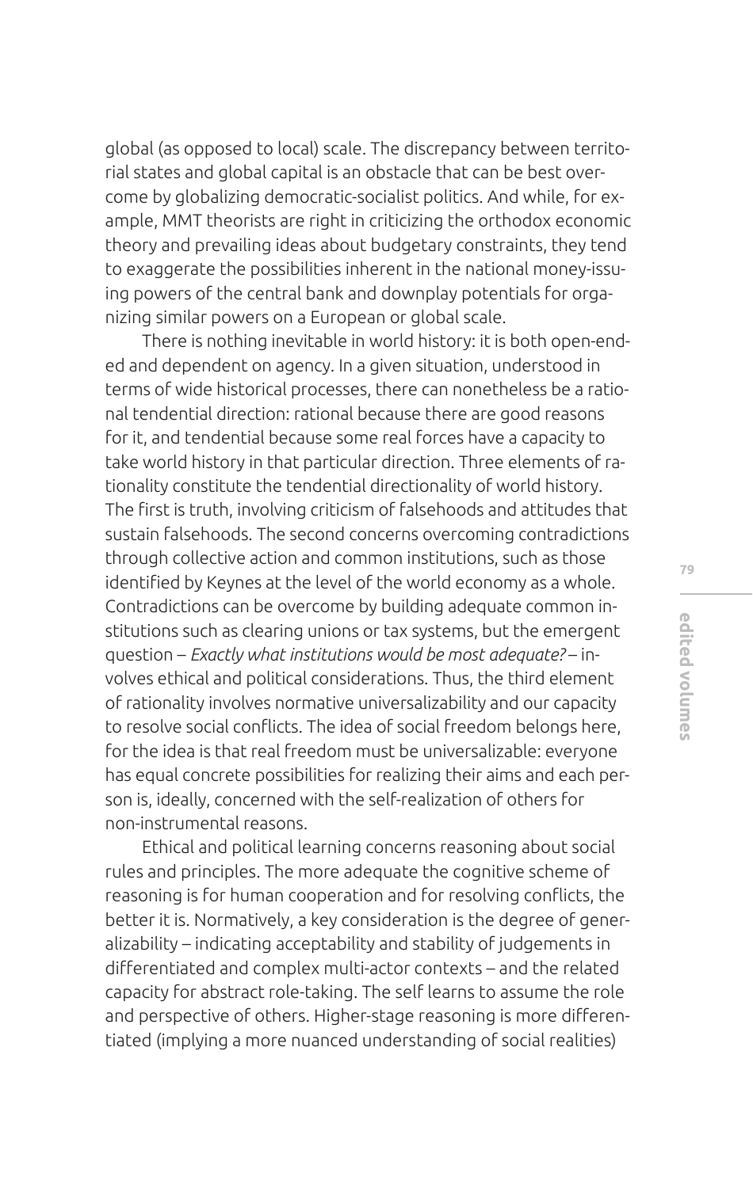global (as opposed to local) scale. The discrepancy between territorial states and global capital is an obstacle that can be best overcome by globalizing democratic-socialist politics. And while, for example, MMT theorists are right in criticizing the orthodox economic theory and prevailing ideas about budgetary constraints, they tend to exaggerate the possibilities inherent in the national money-issuing powers of the central bank and downplay potentials for organizing similar powers on a European or global scale.

There is nothing inevitable in world history: it is both open-ended and dependent on agency. In a given situation, understood in terms of wide historical processes, there can nonetheless be a rational tendential direction: rational because there are good reasons for it, and tendential because some real forces have a capacity to take world history in that particular direction. Three elements of rationality constitute the tendential directionality of world history. The first is truth, involving criticism of falsehoods and attitudes that sustain falsehoods. The second concerns overcoming contradictions through collective action and common institutions, such as those identified by Keynes at the level of the world economy as a whole. Contradictions can be overcome by building adequate common institutions such as clearing unions or tax systems, but the emergent question – *Exactly what institutions would be most adequate?* – involves ethical and political considerations. Thus, the third element of rationality involves normative universalizability and our capacity to resolve social conflicts. The idea of social freedom belongs here, for the idea is that real freedom must be universalizable: everyone has equal concrete possibilities for realizing their aims and each person is, ideally, concerned with the self-realization of others for non-instrumental reasons.

Ethical and political learning concerns reasoning about social rules and principles. The more adequate the cognitive scheme of reasoning is for human cooperation and for resolving conflicts, the better it is. Normatively, a key consideration is the degree of generalizability – indicating acceptability and stability of judgements in differentiated and complex multi-actor contexts – and the related capacity for abstract role-taking. The self learns to assume the role and perspective of others. Higher-stage reasoning is more differentiated (implying a more nuanced understanding of social realities)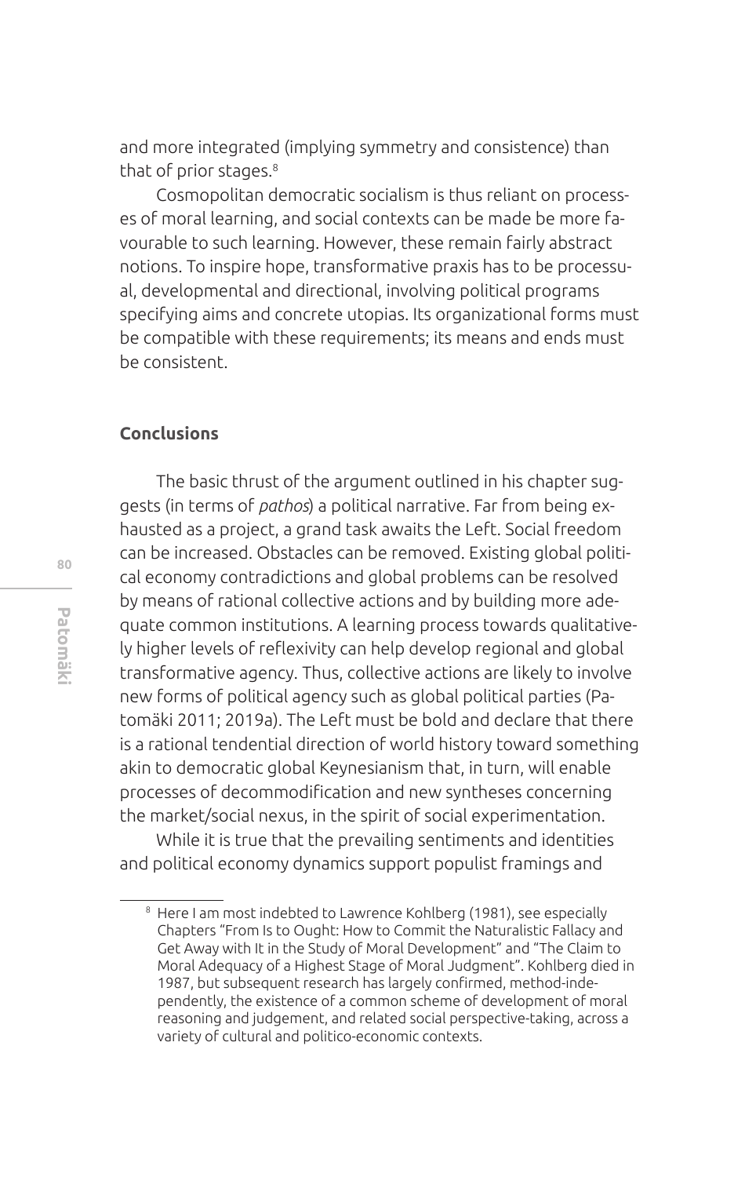and more integrated (implying symmetry and consistence) than that of prior stages.[8]

Cosmopolitan democratic socialism is thus reliant on processes of moral learning, and social contexts can be made be more favourable to such learning. However, these remain fairly abstract notions. To inspire hope, transformative praxis has to be processual, developmental and directional, involving political programs specifying aims and concrete utopias. Its organizational forms must be compatible with these requirements; its means and ends must be consistent.

## Conclusions

The basic thrust of the argument outlined in his chapter suggests (in terms of *pathos*) a political narrative. Far from being exhausted as a project, a grand task awaits the Left. Social freedom can be increased. Obstacles can be removed. Existing global political economy contradictions and global problems can be resolved by means of rational collective actions and by building more adequate common institutions. A learning process towards qualitatively higher levels of reflexivity can help develop regional and global transformative agency. Thus, collective actions are likely to involve new forms of political agency such as global political parties (Patomäki 2011; 2019a). The Left must be bold and declare that there is a rational tendential direction of world history toward something akin to democratic global Keynesianism that, in turn, will enable processes of decommodification and new syntheses concerning the market/social nexus, in the spirit of social experimentation.

While it is true that the prevailing sentiments and identities and political economy dynamics support populist framings and

[8] Here I am most indebted to Lawrence Kohlberg (1981), see especially Chapters "From Is to Ought: How to Commit the Naturalistic Fallacy and Get Away with It in the Study of Moral Development" and "The Claim to Moral Adequacy of a Highest Stage of Moral Judgment". Kohlberg died in 1987, but subsequent research has largely confirmed, method-independently, the existence of a common scheme of development of moral reasoning and judgement, and related social perspective-taking, across a variety of cultural and politico-economic contexts.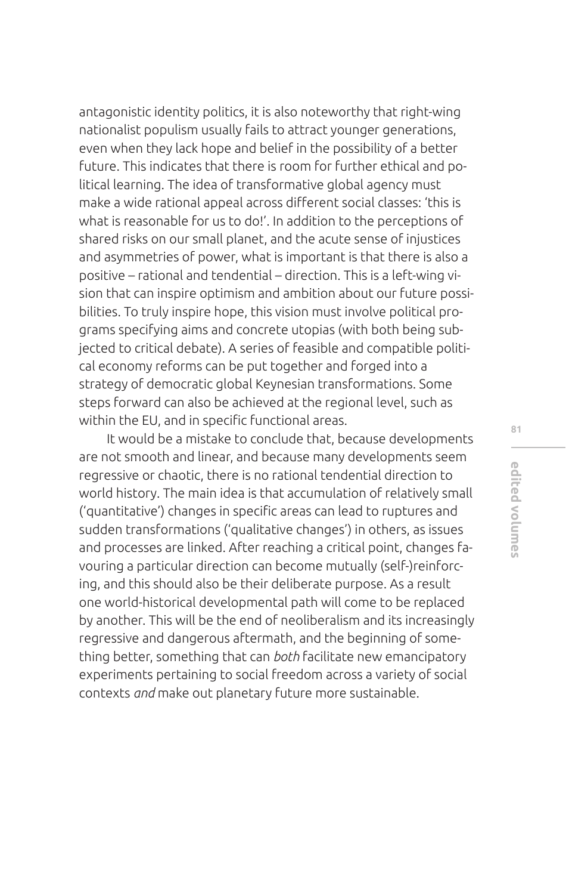antagonistic identity politics, it is also noteworthy that right-wing nationalist populism usually fails to attract younger generations, even when they lack hope and belief in the possibility of a better future. This indicates that there is room for further ethical and political learning. The idea of transformative global agency must make a wide rational appeal across different social classes: 'this is what is reasonable for us to do!'. In addition to the perceptions of shared risks on our small planet, and the acute sense of injustices and asymmetries of power, what is important is that there is also a positive – rational and tendential – direction. This is a left-wing vision that can inspire optimism and ambition about our future possibilities. To truly inspire hope, this vision must involve political programs specifying aims and concrete utopias (with both being subjected to critical debate). A series of feasible and compatible political economy reforms can be put together and forged into a strategy of democratic global Keynesian transformations. Some steps forward can also be achieved at the regional level, such as within the EU, and in specific functional areas.

It would be a mistake to conclude that, because developments are not smooth and linear, and because many developments seem regressive or chaotic, there is no rational tendential direction to world history. The main idea is that accumulation of relatively small ('quantitative') changes in specific areas can lead to ruptures and sudden transformations ('qualitative changes') in others, as issues and processes are linked. After reaching a critical point, changes favouring a particular direction can become mutually (self-)reinforcing, and this should also be their deliberate purpose. As a result one world-historical developmental path will come to be replaced by another. This will be the end of neoliberalism and its increasingly regressive and dangerous aftermath, and the beginning of something better, something that can *both* facilitate new emancipatory experiments pertaining to social freedom across a variety of social contexts *and* make out planetary future more sustainable.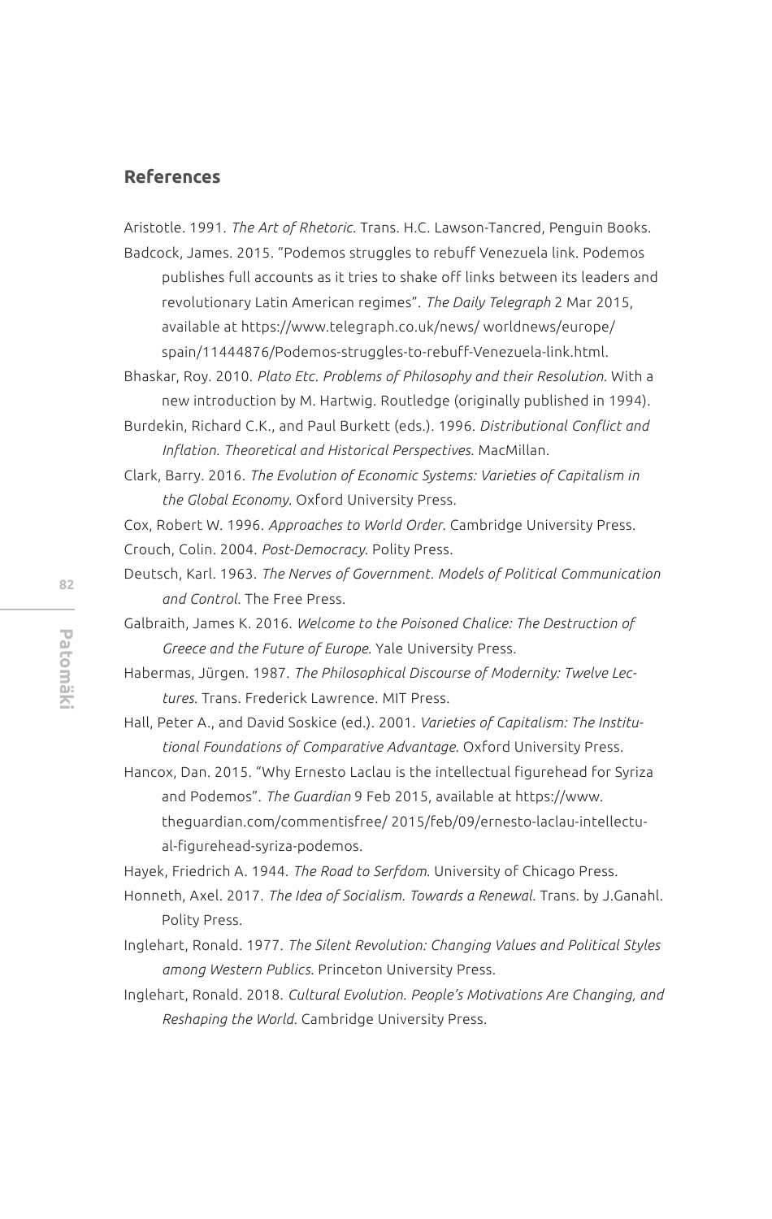## References

Aristotle. 1991. *The Art of Rhetoric*. Trans. H.C. Lawson-Tancred, Penguin Books.

Badcock, James. 2015. "Podemos struggles to rebuff Venezuela link. Podemos publishes full accounts as it tries to shake off links between its leaders and revolutionary Latin American regimes". *The Daily Telegraph* 2 Mar 2015, available at https://www.telegraph.co.uk/news/ worldnews/europe/ spain/11444876/Podemos-struggles-to-rebuff-Venezuela-link.html.

Bhaskar, Roy. 2010. *Plato Etc. Problems of Philosophy and their Resolution*. With a new introduction by M. Hartwig. Routledge (originally published in 1994).

Burdekin, Richard C.K., and Paul Burkett (eds.). 1996. *Distributional Conflict and Inflation. Theoretical and Historical Perspectives*. MacMillan.

Clark, Barry. 2016. *The Evolution of Economic Systems: Varieties of Capitalism in the Global Economy*. Oxford University Press.

Cox, Robert W. 1996. *Approaches to World Order*. Cambridge University Press.

Crouch, Colin. 2004. *Post-Democracy*. Polity Press.

Deutsch, Karl. 1963. *The Nerves of Government. Models of Political Communication and Control*. The Free Press.

Galbraith, James K. 2016. *Welcome to the Poisoned Chalice: The Destruction of Greece and the Future of Europe*. Yale University Press.

Habermas, Jürgen. 1987. *The Philosophical Discourse of Modernity: Twelve Lectures*. Trans. Frederick Lawrence. MIT Press.

Hall, Peter A., and David Soskice (ed.). 2001. *Varieties of Capitalism: The Institutional Foundations of Comparative Advantage*. Oxford University Press.

Hancox, Dan. 2015. "Why Ernesto Laclau is the intellectual figurehead for Syriza and Podemos". *The Guardian* 9 Feb 2015, available at https://www. theguardian.com/commentisfree/ 2015/feb/09/ernesto-laclau-intellectual-figurehead-syriza-podemos.

Hayek, Friedrich A. 1944. *The Road to Serfdom*. University of Chicago Press.

Honneth, Axel. 2017. *The Idea of Socialism. Towards a Renewal*. Trans. by J.Ganahl. Polity Press.

Inglehart, Ronald. 1977. *The Silent Revolution: Changing Values and Political Styles among Western Publics*. Princeton University Press.

Inglehart, Ronald. 2018. *Cultural Evolution. People's Motivations Are Changing, and Reshaping the World*. Cambridge University Press.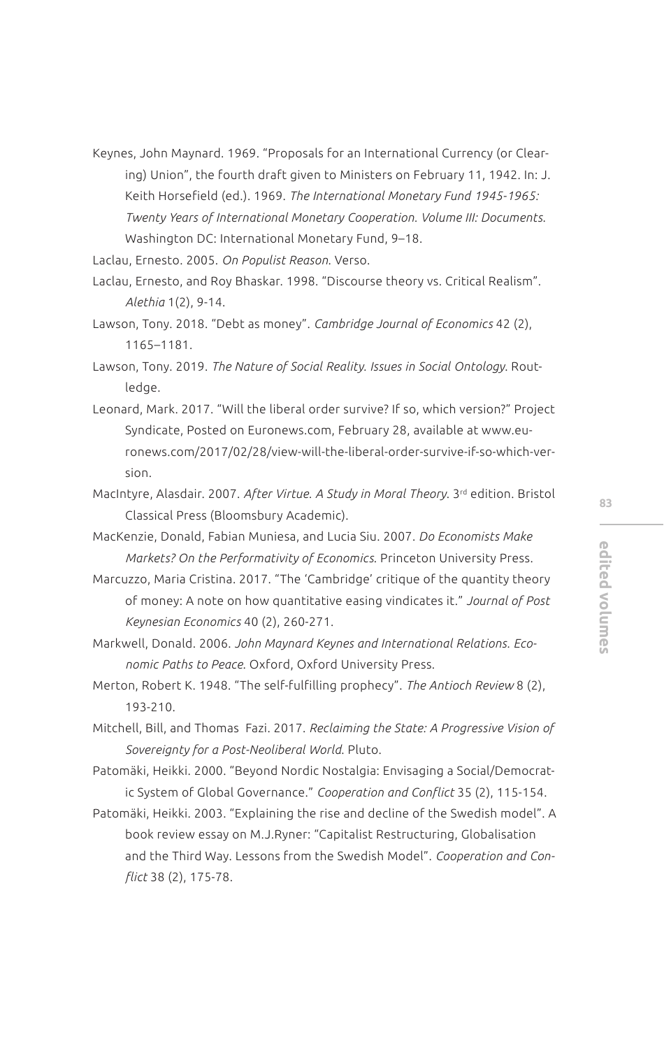Keynes, John Maynard. 1969. "Proposals for an International Currency (or Clearing) Union", the fourth draft given to Ministers on February 11, 1942. In: J. Keith Horsefield (ed.). 1969. *The International Monetary Fund 1945-1965: Twenty Years of International Monetary Cooperation. Volume III: Documents.* Washington DC: International Monetary Fund, 9–18.

Laclau, Ernesto. 2005. *On Populist Reason*. Verso.

Laclau, Ernesto, and Roy Bhaskar. 1998. "Discourse theory vs. Critical Realism". *Alethia* 1(2), 9-14.

Lawson, Tony. 2018. "Debt as money". *Cambridge Journal of Economics* 42 (2), 1165–1181.

Lawson, Tony. 2019. *The Nature of Social Reality. Issues in Social Ontology*. Routledge.

Leonard, Mark. 2017. "Will the liberal order survive? If so, which version?" Project Syndicate, Posted on Euronews.com, February 28, available at www.euronews.com/2017/02/28/view-will-the-liberal-order-survive-if-so-which-version.

MacIntyre, Alasdair. 2007. *After Virtue. A Study in Moral Theory*. 3rd edition. Bristol Classical Press (Bloomsbury Academic).

MacKenzie, Donald, Fabian Muniesa, and Lucia Siu. 2007. *Do Economists Make Markets? On the Performativity of Economics*. Princeton University Press.

Marcuzzo, Maria Cristina. 2017. "The 'Cambridge' critique of the quantity theory of money: A note on how quantitative easing vindicates it." *Journal of Post Keynesian Economics* 40 (2), 260-271.

Markwell, Donald. 2006. *John Maynard Keynes and International Relations. Economic Paths to Peace.* Oxford, Oxford University Press.

Merton, Robert K. 1948. "The self-fulfilling prophecy". *The Antioch Review* 8 (2), 193-210.

Mitchell, Bill, and Thomas Fazi. 2017. *Reclaiming the State: A Progressive Vision of Sovereignty for a Post-Neoliberal World*. Pluto.

Patomäki, Heikki. 2000. "Beyond Nordic Nostalgia: Envisaging a Social/Democratic System of Global Governance." *Cooperation and Conflict* 35 (2), 115-154.

Patomäki, Heikki. 2003. "Explaining the rise and decline of the Swedish model". A book review essay on M.J.Ryner: "Capitalist Restructuring, Globalisation and the Third Way. Lessons from the Swedish Model". *Cooperation and Conflict* 38 (2), 175-78.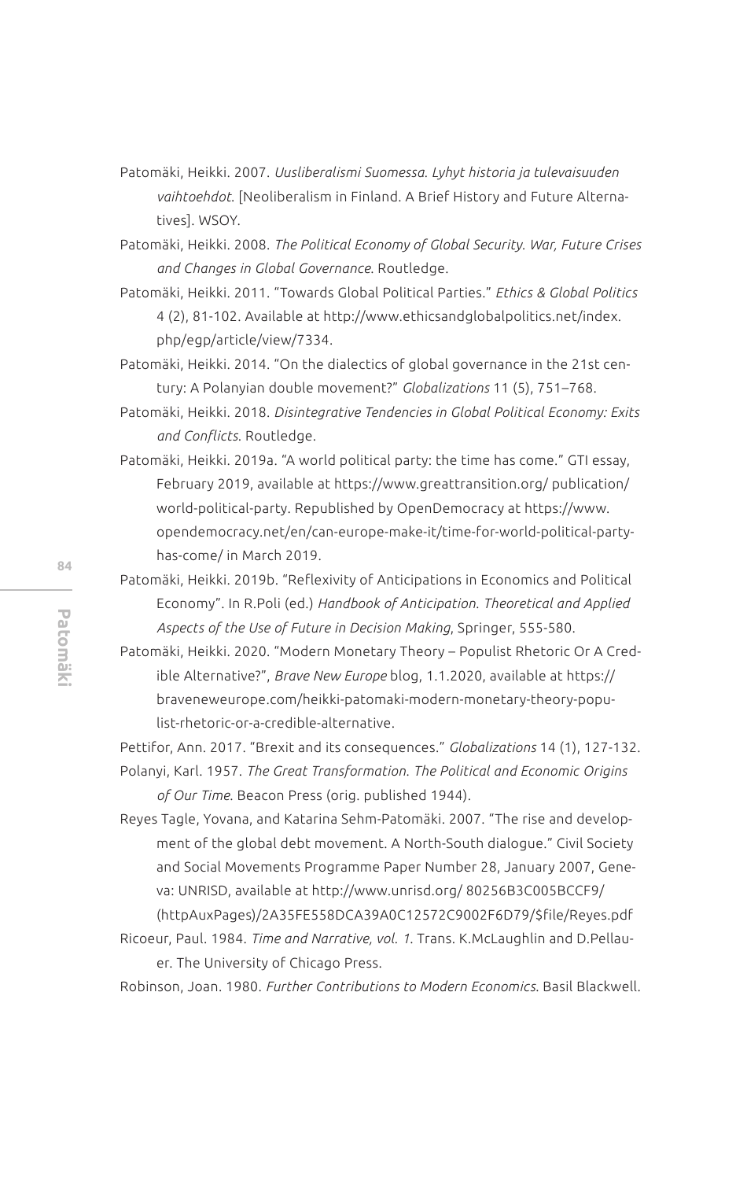Patomäki, Heikki. 2007. *Uusliberalismi Suomessa. Lyhyt historia ja tulevaisuuden vaihtoehdot.* [Neoliberalism in Finland. A Brief History and Future Alternatives]. WSOY.

Patomäki, Heikki. 2008. *The Political Economy of Global Security. War, Future Crises and Changes in Global Governance.* Routledge.

Patomäki, Heikki. 2011. "Towards Global Political Parties." *Ethics & Global Politics* 4 (2), 81-102. Available at http://www.ethicsandglobalpolitics.net/index.php/egp/article/view/7334.

Patomäki, Heikki. 2014. "On the dialectics of global governance in the 21st century: A Polanyian double movement?" *Globalizations* 11 (5), 751–768.

Patomäki, Heikki. 2018. *Disintegrative Tendencies in Global Political Economy: Exits and Conflicts.* Routledge.

Patomäki, Heikki. 2019a. "A world political party: the time has come." GTI essay, February 2019, available at https://www.greattransition.org/ publication/world-political-party. Republished by OpenDemocracy at https://www.opendemocracy.net/en/can-europe-make-it/time-for-world-political-party-has-come/ in March 2019.

Patomäki, Heikki. 2019b. "Reflexivity of Anticipations in Economics and Political Economy". In R.Poli (ed.) *Handbook of Anticipation. Theoretical and Applied Aspects of the Use of Future in Decision Making*, Springer, 555-580.

Patomäki, Heikki. 2020. "Modern Monetary Theory – Populist Rhetoric Or A Credible Alternative?", *Brave New Europe* blog, 1.1.2020, available at https://braveneweurope.com/heikki-patomaki-modern-monetary-theory-populist-rhetoric-or-a-credible-alternative.

Pettifor, Ann. 2017. "Brexit and its consequences." *Globalizations* 14 (1), 127-132.

Polanyi, Karl. 1957. *The Great Transformation. The Political and Economic Origins of Our Time.* Beacon Press (orig. published 1944).

Reyes Tagle, Yovana, and Katarina Sehm-Patomäki. 2007. "The rise and development of the global debt movement. A North-South dialogue." Civil Society and Social Movements Programme Paper Number 28, January 2007, Geneva: UNRISD, available at http://www.unrisd.org/ 80256B3C005BCCF9/(httpAuxPages)/2A35FE558DCA39A0C12572C9002F6D79/$file/Reyes.pdf

Ricoeur, Paul. 1984. *Time and Narrative, vol. 1.* Trans. K.McLaughlin and D.Pellauer. The University of Chicago Press.

Robinson, Joan. 1980. *Further Contributions to Modern Economics.* Basil Blackwell.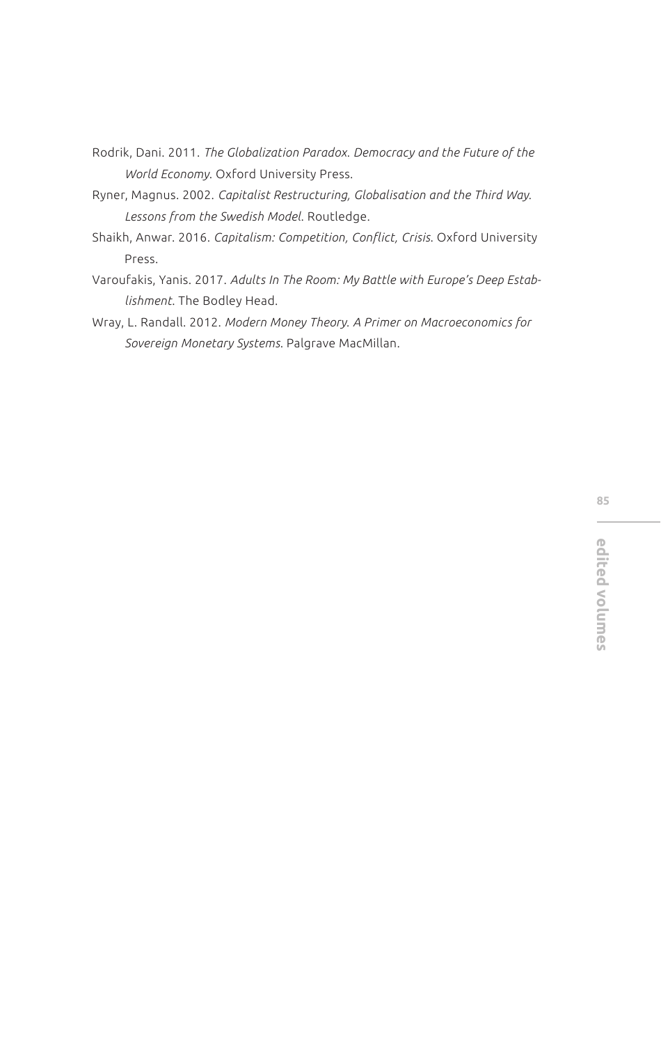Rodrik, Dani. 2011. *The Globalization Paradox. Democracy and the Future of the World Economy*. Oxford University Press.

Ryner, Magnus. 2002. *Capitalist Restructuring, Globalisation and the Third Way. Lessons from the Swedish Model*. Routledge.

Shaikh, Anwar. 2016. *Capitalism: Competition, Conflict, Crisis*. Oxford University Press.

Varoufakis, Yanis. 2017. *Adults In The Room: My Battle with Europe's Deep Establishment*. The Bodley Head.

Wray, L. Randall. 2012. *Modern Money Theory. A Primer on Macroeconomics for Sovereign Monetary Systems*. Palgrave MacMillan.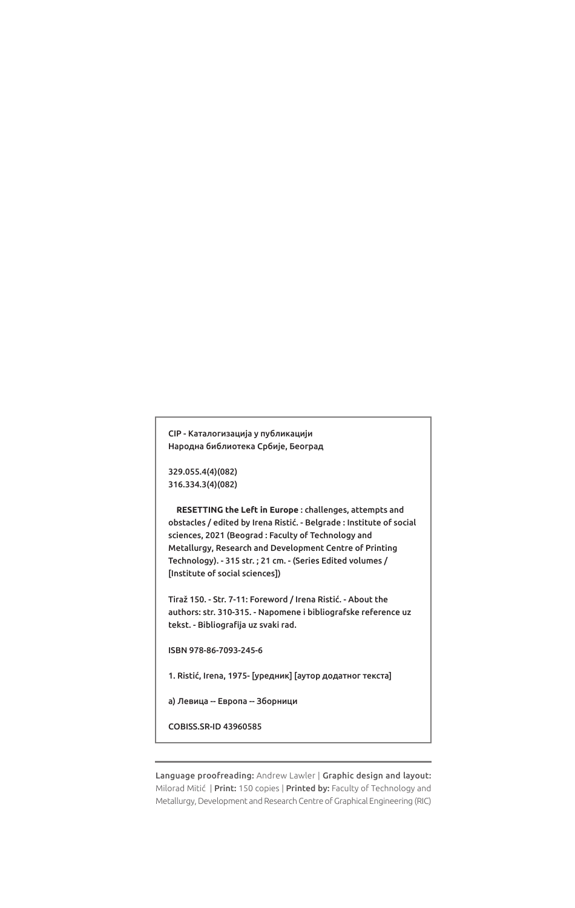CIP - Каталогизација у публикацији
Народна библиотека Србије, Београд

329.055.4(4)(082)
316.334.3(4)(082)

**RESETTING the Left in Europe** : challenges, attempts and obstacles / edited by Irena Ristić. - Belgrade : Institute of social sciences, 2021 (Beograd : Faculty of Technology and Metallurgy, Research and Development Centre of Printing Technology). - 315 str. ; 21 cm. - (Series Edited volumes / [Institute of social sciences])

Tiraž 150. - Str. 7-11: Foreword / Irena Ristić. - About the authors: str. 310-315. - Napomene i bibliografske reference uz tekst. - Bibliografija uz svaki rad.

ISBN 978-86-7093-245-6

1. Ristić, Irena, 1975- [уредник] [аутор додатног текста]

а) Левица -- Европа -- Зборници

COBISS.SR-ID 43960585

---

Language proofreading: Andrew Lawler | Graphic design and layout: Milorad Mitić | Print: 150 copies | Printed by: Faculty of Technology and Metallurgy, Development and Research Centre of Graphical Engineering (RIC)